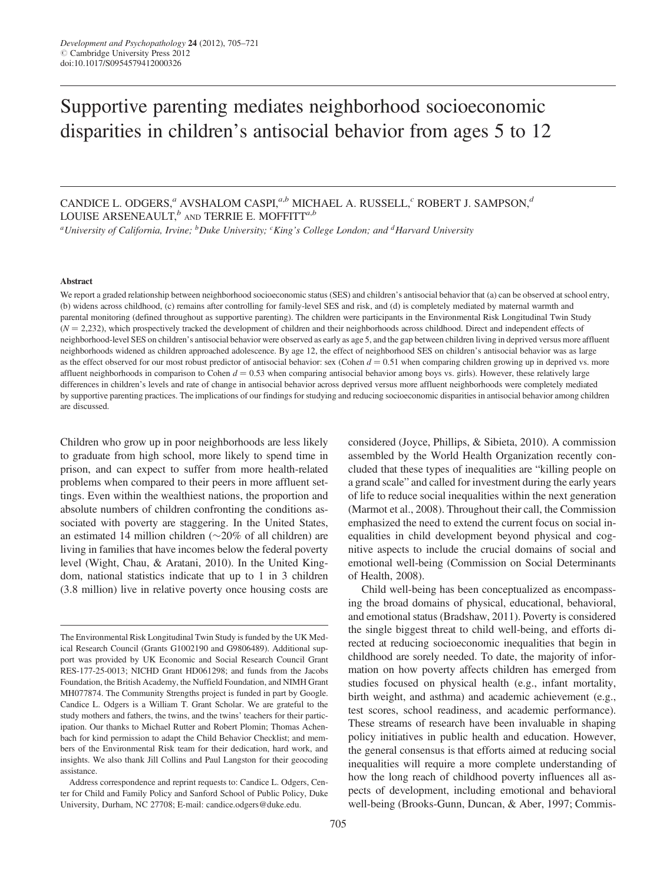# Supportive parenting mediates neighborhood socioeconomic disparities in children's antisocial behavior from ages 5 to 12

CANDICE L. ODGERS,[a] AVSHALOM CASPI,[a,b] MICHAEL A. RUSSELL,[c] ROBERT J. SAMPSON,[d] LOUISE ARSENEAULT,[b] AND TERRIE E. MOFFITT[a,b]

[a]University of California, Irvine; [b]Duke University; [c]King's College London; and [d]Harvard University

### Abstract

We report a graded relationship between neighborhood socioeconomic status (SES) and children's antisocial behavior that (a) can be observed at school entry, (b) widens across childhood, (c) remains after controlling for family-level SES and risk, and (d) is completely mediated by maternal warmth and parental monitoring (defined throughout as supportive parenting). The children were participants in the Environmental Risk Longitudinal Twin Study ($N = 2,232$), which prospectively tracked the development of children and their neighborhoods across childhood. Direct and independent effects of neighborhood-level SES on children's antisocial behavior were observed as early as age 5, and the gap between children living in deprived versus more affluent neighborhoods widened as children approached adolescence. By age 12, the effect of neighborhood SES on children's antisocial behavior was as large as the effect observed for our most robust predictor of antisocial behavior: sex (Cohen $d = 0.51$ when comparing children growing up in deprived vs. more affluent neighborhoods in comparison to Cohen $d = 0.53$ when comparing antisocial behavior among boys vs. girls). However, these relatively large differences in children's levels and rate of change in antisocial behavior across deprived versus more affluent neighborhoods were completely mediated by supportive parenting practices. The implications of our findings for studying and reducing socioeconomic disparities in antisocial behavior among children are discussed.

Children who grow up in poor neighborhoods are less likely to graduate from high school, more likely to spend time in prison, and can expect to suffer from more health-related problems when compared to their peers in more affluent settings. Even within the wealthiest nations, the proportion and absolute numbers of children confronting the conditions associated with poverty are staggering. In the United States, an estimated 14 million children (~20% of all children) are living in families that have incomes below the federal poverty level (Wight, Chau, & Aratani, 2010). In the United Kingdom, national statistics indicate that up to 1 in 3 children (3.8 million) live in relative poverty once housing costs are considered (Joyce, Phillips, & Sibieta, 2010). A commission assembled by the World Health Organization recently concluded that these types of inequalities are "killing people on a grand scale" and called for investment during the early years of life to reduce social inequalities within the next generation (Marmot et al., 2008). Throughout their call, the Commission emphasized the need to extend the current focus on social inequalities in child development beyond physical and cognitive aspects to include the crucial domains of social and emotional well-being (Commission on Social Determinants of Health, 2008).

Child well-being has been conceptualized as encompassing the broad domains of physical, educational, behavioral, and emotional status (Bradshaw, 2011). Poverty is considered the single biggest threat to child well-being, and efforts directed at reducing socioeconomic inequalities that begin in childhood are sorely needed. To date, the majority of information on how poverty affects children has emerged from studies focused on physical health (e.g., infant mortality, birth weight, and asthma) and academic achievement (e.g., test scores, school readiness, and academic performance). These streams of research have been invaluable in shaping policy initiatives in public health and education. However, the general consensus is that efforts aimed at reducing social inequalities will require a more complete understanding of how the long reach of childhood poverty influences all aspects of development, including emotional and behavioral well-being (Brooks-Gunn, Duncan, & Aber, 1997; Commis-

---

The Environmental Risk Longitudinal Twin Study is funded by the UK Medical Research Council (Grants G1002190 and G9806489). Additional support was provided by UK Economic and Social Research Council Grant RES-177-25-0013; NICHD Grant HD061298; and funds from the Jacobs Foundation, the British Academy, the Nuffield Foundation, and NIMH Grant MH077874. The Community Strengths project is funded in part by Google. Candice L. Odgers is a William T. Grant Scholar. We are grateful to the study mothers and fathers, the twins, and the twins' teachers for their participation. Our thanks to Michael Rutter and Robert Plomin; Thomas Achenbach for kind permission to adapt the Child Behavior Checklist; and members of the Environmental Risk team for their dedication, hard work, and insights. We also thank Jill Collins and Paul Langston for their geocoding assistance.

Address correspondence and reprint requests to: Candice L. Odgers, Center for Child and Family Policy and Sanford School of Public Policy, Duke University, Durham, NC 27708; E-mail: candice.odgers@duke.edu.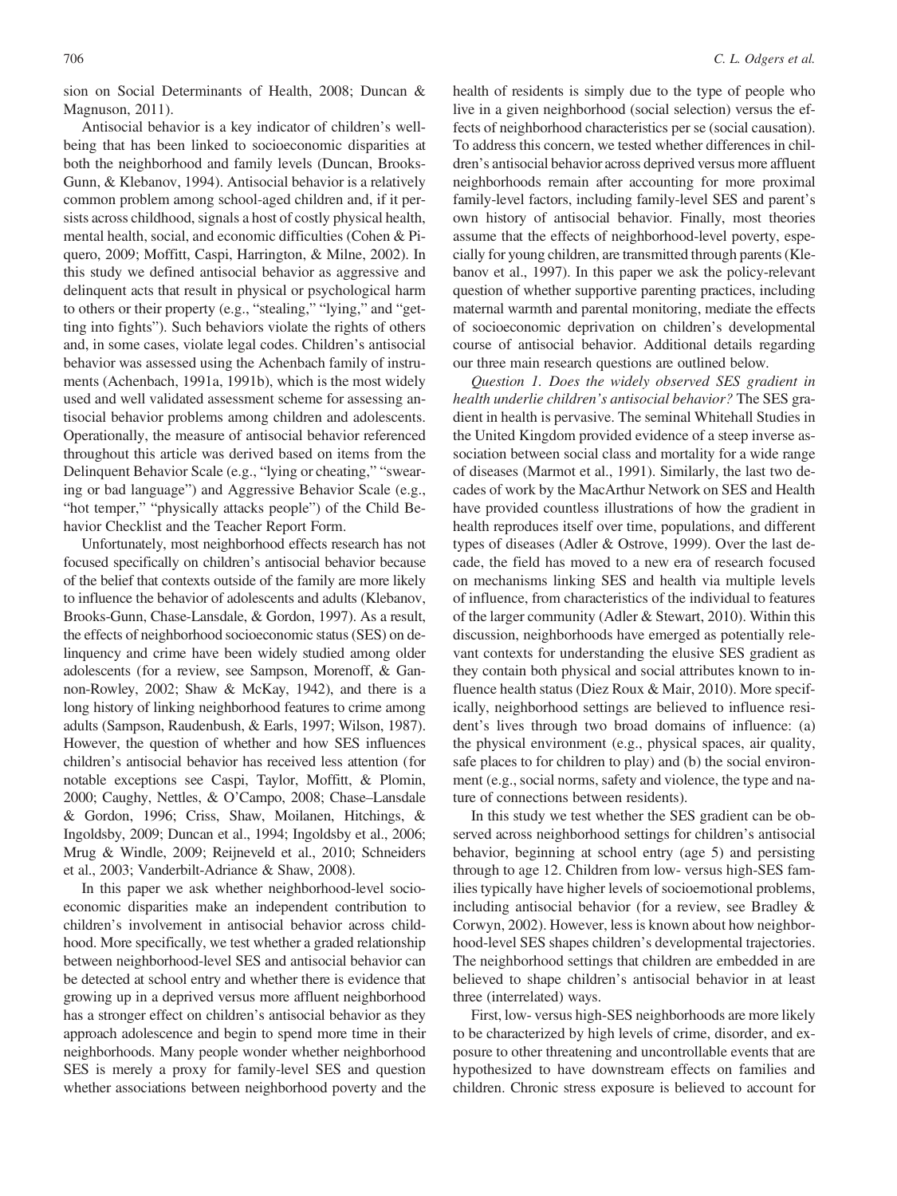sion on Social Determinants of Health, 2008; Duncan & Magnuson, 2011).

Antisocial behavior is a key indicator of children's wellbeing that has been linked to socioeconomic disparities at both the neighborhood and family levels (Duncan, Brooks-Gunn, & Klebanov, 1994). Antisocial behavior is a relatively common problem among school-aged children and, if it persists across childhood, signals a host of costly physical health, mental health, social, and economic difficulties (Cohen & Piquero, 2009; Moffitt, Caspi, Harrington, & Milne, 2002). In this study we defined antisocial behavior as aggressive and delinquent acts that result in physical or psychological harm to others or their property (e.g., "stealing," "lying," and "getting into fights"). Such behaviors violate the rights of others and, in some cases, violate legal codes. Children's antisocial behavior was assessed using the Achenbach family of instruments (Achenbach, 1991a, 1991b), which is the most widely used and well validated assessment scheme for assessing antisocial behavior problems among children and adolescents. Operationally, the measure of antisocial behavior referenced throughout this article was derived based on items from the Delinquent Behavior Scale (e.g., "lying or cheating," "swearing or bad language") and Aggressive Behavior Scale (e.g., "hot temper," "physically attacks people") of the Child Behavior Checklist and the Teacher Report Form.

Unfortunately, most neighborhood effects research has not focused specifically on children's antisocial behavior because of the belief that contexts outside of the family are more likely to influence the behavior of adolescents and adults (Klebanov, Brooks-Gunn, Chase-Lansdale, & Gordon, 1997). As a result, the effects of neighborhood socioeconomic status (SES) on delinquency and crime have been widely studied among older adolescents (for a review, see Sampson, Morenoff, & Gannon-Rowley, 2002; Shaw & McKay, 1942), and there is a long history of linking neighborhood features to crime among adults (Sampson, Raudenbush, & Earls, 1997; Wilson, 1987). However, the question of whether and how SES influences children's antisocial behavior has received less attention (for notable exceptions see Caspi, Taylor, Moffitt, & Plomin, 2000; Caughy, Nettles, & O'Campo, 2008; Chase–Lansdale & Gordon, 1996; Criss, Shaw, Moilanen, Hitchings, & Ingoldsby, 2009; Duncan et al., 1994; Ingoldsby et al., 2006; Mrug & Windle, 2009; Reijneveld et al., 2010; Schneiders et al., 2003; Vanderbilt-Adriance & Shaw, 2008).

In this paper we ask whether neighborhood-level socioeconomic disparities make an independent contribution to children's involvement in antisocial behavior across childhood. More specifically, we test whether a graded relationship between neighborhood-level SES and antisocial behavior can be detected at school entry and whether there is evidence that growing up in a deprived versus more affluent neighborhood has a stronger effect on children's antisocial behavior as they approach adolescence and begin to spend more time in their neighborhoods. Many people wonder whether neighborhood SES is merely a proxy for family-level SES and question whether associations between neighborhood poverty and the health of residents is simply due to the type of people who live in a given neighborhood (social selection) versus the effects of neighborhood characteristics per se (social causation). To address this concern, we tested whether differences in children's antisocial behavior across deprived versus more affluent neighborhoods remain after accounting for more proximal family-level factors, including family-level SES and parent's own history of antisocial behavior. Finally, most theories assume that the effects of neighborhood-level poverty, especially for young children, are transmitted through parents (Klebanov et al., 1997). In this paper we ask the policy-relevant question of whether supportive parenting practices, including maternal warmth and parental monitoring, mediate the effects of socioeconomic deprivation on children's developmental course of antisocial behavior. Additional details regarding our three main research questions are outlined below.

*Question 1. Does the widely observed SES gradient in health underlie children's antisocial behavior?* The SES gradient in health is pervasive. The seminal Whitehall Studies in the United Kingdom provided evidence of a steep inverse association between social class and mortality for a wide range of diseases (Marmot et al., 1991). Similarly, the last two decades of work by the MacArthur Network on SES and Health have provided countless illustrations of how the gradient in health reproduces itself over time, populations, and different types of diseases (Adler & Ostrove, 1999). Over the last decade, the field has moved to a new era of research focused on mechanisms linking SES and health via multiple levels of influence, from characteristics of the individual to features of the larger community (Adler & Stewart, 2010). Within this discussion, neighborhoods have emerged as potentially relevant contexts for understanding the elusive SES gradient as they contain both physical and social attributes known to influence health status (Diez Roux & Mair, 2010). More specifically, neighborhood settings are believed to influence resident's lives through two broad domains of influence: (a) the physical environment (e.g., physical spaces, air quality, safe places to for children to play) and (b) the social environment (e.g., social norms, safety and violence, the type and nature of connections between residents).

In this study we test whether the SES gradient can be observed across neighborhood settings for children's antisocial behavior, beginning at school entry (age 5) and persisting through to age 12. Children from low- versus high-SES families typically have higher levels of socioemotional problems, including antisocial behavior (for a review, see Bradley & Corwyn, 2002). However, less is known about how neighborhood-level SES shapes children's developmental trajectories. The neighborhood settings that children are embedded in are believed to shape children's antisocial behavior in at least three (interrelated) ways.

First, low- versus high-SES neighborhoods are more likely to be characterized by high levels of crime, disorder, and exposure to other threatening and uncontrollable events that are hypothesized to have downstream effects on families and children. Chronic stress exposure is believed to account for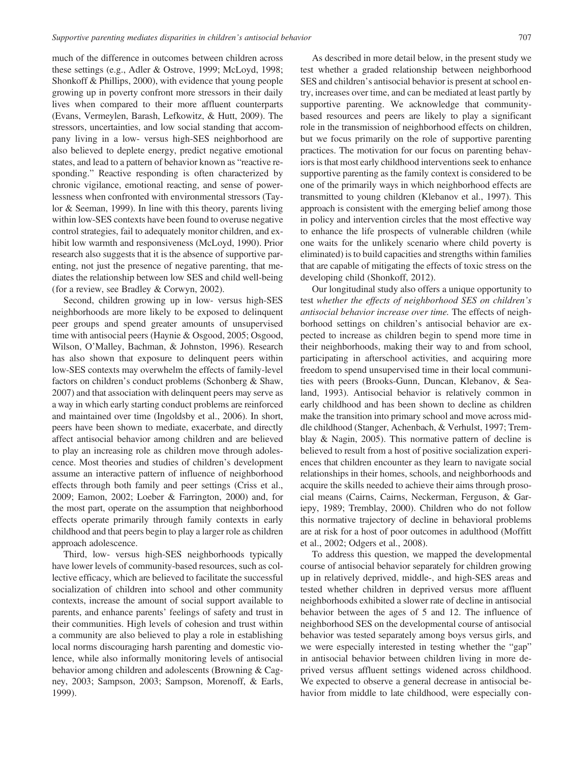much of the difference in outcomes between children across these settings (e.g., Adler & Ostrove, 1999; McLoyd, 1998; Shonkoff & Phillips, 2000), with evidence that young people growing up in poverty confront more stressors in their daily lives when compared to their more affluent counterparts (Evans, Vermeylen, Barash, Lefkowitz, & Hutt, 2009). The stressors, uncertainties, and low social standing that accompany living in a low- versus high-SES neighborhood are also believed to deplete energy, predict negative emotional states, and lead to a pattern of behavior known as "reactive responding." Reactive responding is often characterized by chronic vigilance, emotional reacting, and sense of powerlessness when confronted with environmental stressors (Taylor & Seeman, 1999). In line with this theory, parents living within low-SES contexts have been found to overuse negative control strategies, fail to adequately monitor children, and exhibit low warmth and responsiveness (McLoyd, 1990). Prior research also suggests that it is the absence of supportive parenting, not just the presence of negative parenting, that mediates the relationship between low SES and child well-being (for a review, see Bradley & Corwyn, 2002).

Second, children growing up in low- versus high-SES neighborhoods are more likely to be exposed to delinquent peer groups and spend greater amounts of unsupervised time with antisocial peers (Haynie & Osgood, 2005; Osgood, Wilson, O'Malley, Bachman, & Johnston, 1996). Research has also shown that exposure to delinquent peers within low-SES contexts may overwhelm the effects of family-level factors on children's conduct problems (Schonberg & Shaw, 2007) and that association with delinquent peers may serve as a way in which early starting conduct problems are reinforced and maintained over time (Ingoldsby et al., 2006). In short, peers have been shown to mediate, exacerbate, and directly affect antisocial behavior among children and are believed to play an increasing role as children move through adolescence. Most theories and studies of children's development assume an interactive pattern of influence of neighborhood effects through both family and peer settings (Criss et al., 2009; Eamon, 2002; Loeber & Farrington, 2000) and, for the most part, operate on the assumption that neighborhood effects operate primarily through family contexts in early childhood and that peers begin to play a larger role as children approach adolescence.

Third, low- versus high-SES neighborhoods typically have lower levels of community-based resources, such as collective efficacy, which are believed to facilitate the successful socialization of children into school and other community contexts, increase the amount of social support available to parents, and enhance parents' feelings of safety and trust in their communities. High levels of cohesion and trust within a community are also believed to play a role in establishing local norms discouraging harsh parenting and domestic violence, while also informally monitoring levels of antisocial behavior among children and adolescents (Browning & Cagney, 2003; Sampson, 2003; Sampson, Morenoff, & Earls, 1999).

As described in more detail below, in the present study we test whether a graded relationship between neighborhood SES and children's antisocial behavior is present at school entry, increases over time, and can be mediated at least partly by supportive parenting. We acknowledge that community-based resources and peers are likely to play a significant role in the transmission of neighborhood effects on children, but we focus primarily on the role of supportive parenting practices. The motivation for our focus on parenting behaviors is that most early childhood interventions seek to enhance supportive parenting as the family context is considered to be one of the primarily ways in which neighborhood effects are transmitted to young children (Klebanov et al., 1997). This approach is consistent with the emerging belief among those in policy and intervention circles that the most effective way to enhance the life prospects of vulnerable children (while one waits for the unlikely scenario where child poverty is eliminated) is to build capacities and strengths within families that are capable of mitigating the effects of toxic stress on the developing child (Shonkoff, 2012).

Our longitudinal study also offers a unique opportunity to test *whether the effects of neighborhood SES on children's antisocial behavior increase over time.* The effects of neighborhood settings on children's antisocial behavior are expected to increase as children begin to spend more time in their neighborhoods, making their way to and from school, participating in afterschool activities, and acquiring more freedom to spend unsupervised time in their local communities with peers (Brooks-Gunn, Duncan, Klebanov, & Sealand, 1993). Antisocial behavior is relatively common in early childhood and has been shown to decline as children make the transition into primary school and move across middle childhood (Stanger, Achenbach, & Verhulst, 1997; Tremblay & Nagin, 2005). This normative pattern of decline is believed to result from a host of positive socialization experiences that children encounter as they learn to navigate social relationships in their homes, schools, and neighborhoods and acquire the skills needed to achieve their aims through prosocial means (Cairns, Cairns, Neckerman, Ferguson, & Gariepy, 1989; Tremblay, 2000). Children who do not follow this normative trajectory of decline in behavioral problems are at risk for a host of poor outcomes in adulthood (Moffitt et al., 2002; Odgers et al., 2008).

To address this question, we mapped the developmental course of antisocial behavior separately for children growing up in relatively deprived, middle-, and high-SES areas and tested whether children in deprived versus more affluent neighborhoods exhibited a slower rate of decline in antisocial behavior between the ages of 5 and 12. The influence of neighborhood SES on the developmental course of antisocial behavior was tested separately among boys versus girls, and we were especially interested in testing whether the "gap" in antisocial behavior between children living in more deprived versus affluent settings widened across childhood. We expected to observe a general decrease in antisocial behavior from middle to late childhood, were especially con-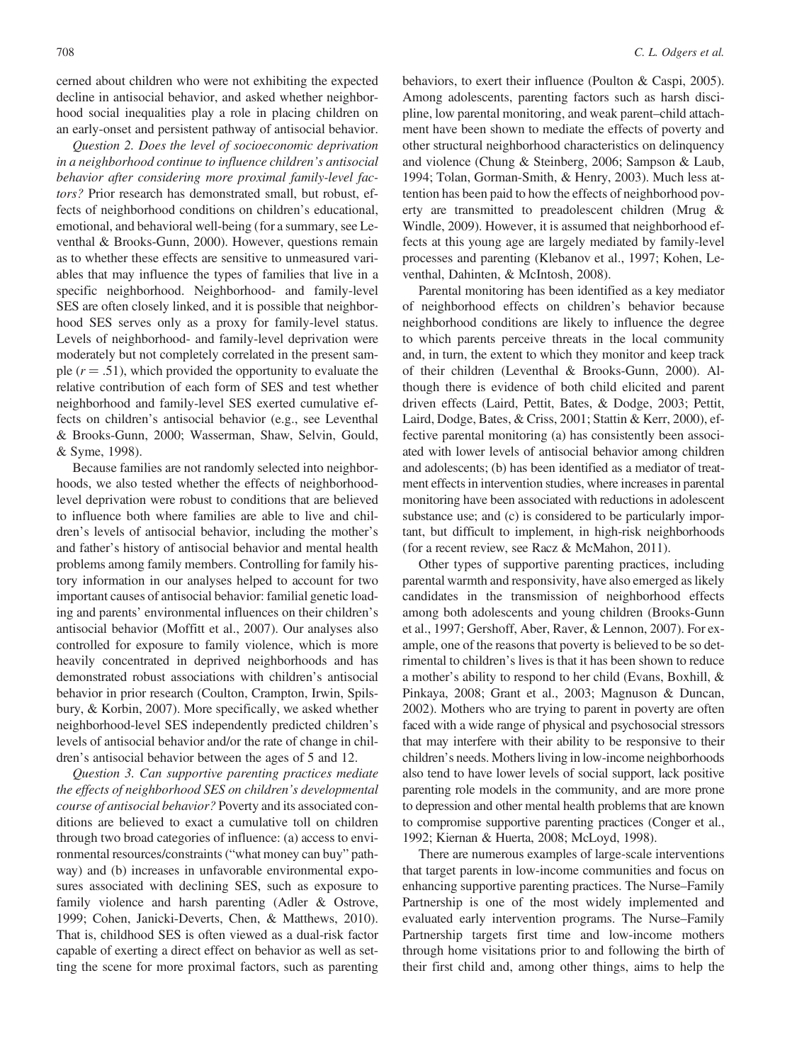cerned about children who were not exhibiting the expected decline in antisocial behavior, and asked whether neighborhood social inequalities play a role in placing children on an early-onset and persistent pathway of antisocial behavior.

*Question 2. Does the level of socioeconomic deprivation in a neighborhood continue to influence children's antisocial behavior after considering more proximal family-level factors?* Prior research has demonstrated small, but robust, effects of neighborhood conditions on children's educational, emotional, and behavioral well-being (for a summary, see Leventhal & Brooks-Gunn, 2000). However, questions remain as to whether these effects are sensitive to unmeasured variables that may influence the types of families that live in a specific neighborhood. Neighborhood- and family-level SES are often closely linked, and it is possible that neighborhood SES serves only as a proxy for family-level status. Levels of neighborhood- and family-level deprivation were moderately but not completely correlated in the present sample ($r = .51$), which provided the opportunity to evaluate the relative contribution of each form of SES and test whether neighborhood and family-level SES exerted cumulative effects on children's antisocial behavior (e.g., see Leventhal & Brooks-Gunn, 2000; Wasserman, Shaw, Selvin, Gould, & Syme, 1998).

Because families are not randomly selected into neighborhoods, we also tested whether the effects of neighborhood-level deprivation were robust to conditions that are believed to influence both where families are able to live and children's levels of antisocial behavior, including the mother's and father's history of antisocial behavior and mental health problems among family members. Controlling for family history information in our analyses helped to account for two important causes of antisocial behavior: familial genetic loading and parents' environmental influences on their children's antisocial behavior (Moffitt et al., 2007). Our analyses also controlled for exposure to family violence, which is more heavily concentrated in deprived neighborhoods and has demonstrated robust associations with children's antisocial behavior in prior research (Coulton, Crampton, Irwin, Spilsbury, & Korbin, 2007). More specifically, we asked whether neighborhood-level SES independently predicted children's levels of antisocial behavior and/or the rate of change in children's antisocial behavior between the ages of 5 and 12.

*Question 3. Can supportive parenting practices mediate the effects of neighborhood SES on children's developmental course of antisocial behavior?* Poverty and its associated conditions are believed to exact a cumulative toll on children through two broad categories of influence: (a) access to environmental resources/constraints ("what money can buy" pathway) and (b) increases in unfavorable environmental exposures associated with declining SES, such as exposure to family violence and harsh parenting (Adler & Ostrove, 1999; Cohen, Janicki-Deverts, Chen, & Matthews, 2010). That is, childhood SES is often viewed as a dual-risk factor capable of exerting a direct effect on behavior as well as setting the scene for more proximal factors, such as parenting behaviors, to exert their influence (Poulton & Caspi, 2005). Among adolescents, parenting factors such as harsh discipline, low parental monitoring, and weak parent–child attachment have been shown to mediate the effects of poverty and other structural neighborhood characteristics on delinquency and violence (Chung & Steinberg, 2006; Sampson & Laub, 1994; Tolan, Gorman-Smith, & Henry, 2003). Much less attention has been paid to how the effects of neighborhood poverty are transmitted to preadolescent children (Mrug & Windle, 2009). However, it is assumed that neighborhood effects at this young age are largely mediated by family-level processes and parenting (Klebanov et al., 1997; Kohen, Leventhal, Dahinten, & McIntosh, 2008).

Parental monitoring has been identified as a key mediator of neighborhood effects on children's behavior because neighborhood conditions are likely to influence the degree to which parents perceive threats in the local community and, in turn, the extent to which they monitor and keep track of their children (Leventhal & Brooks-Gunn, 2000). Although there is evidence of both child elicited and parent driven effects (Laird, Pettit, Bates, & Dodge, 2003; Pettit, Laird, Dodge, Bates, & Criss, 2001; Stattin & Kerr, 2000), effective parental monitoring (a) has consistently been associated with lower levels of antisocial behavior among children and adolescents; (b) has been identified as a mediator of treatment effects in intervention studies, where increases in parental monitoring have been associated with reductions in adolescent substance use; and (c) is considered to be particularly important, but difficult to implement, in high-risk neighborhoods (for a recent review, see Racz & McMahon, 2011).

Other types of supportive parenting practices, including parental warmth and responsivity, have also emerged as likely candidates in the transmission of neighborhood effects among both adolescents and young children (Brooks-Gunn et al., 1997; Gershoff, Aber, Raver, & Lennon, 2007). For example, one of the reasons that poverty is believed to be so detrimental to children's lives is that it has been shown to reduce a mother's ability to respond to her child (Evans, Boxhill, & Pinkaya, 2008; Grant et al., 2003; Magnuson & Duncan, 2002). Mothers who are trying to parent in poverty are often faced with a wide range of physical and psychosocial stressors that may interfere with their ability to be responsive to their children's needs. Mothers living in low-income neighborhoods also tend to have lower levels of social support, lack positive parenting role models in the community, and are more prone to depression and other mental health problems that are known to compromise supportive parenting practices (Conger et al., 1992; Kiernan & Huerta, 2008; McLoyd, 1998).

There are numerous examples of large-scale interventions that target parents in low-income communities and focus on enhancing supportive parenting practices. The Nurse–Family Partnership is one of the most widely implemented and evaluated early intervention programs. The Nurse–Family Partnership targets first time and low-income mothers through home visitations prior to and following the birth of their first child and, among other things, aims to help the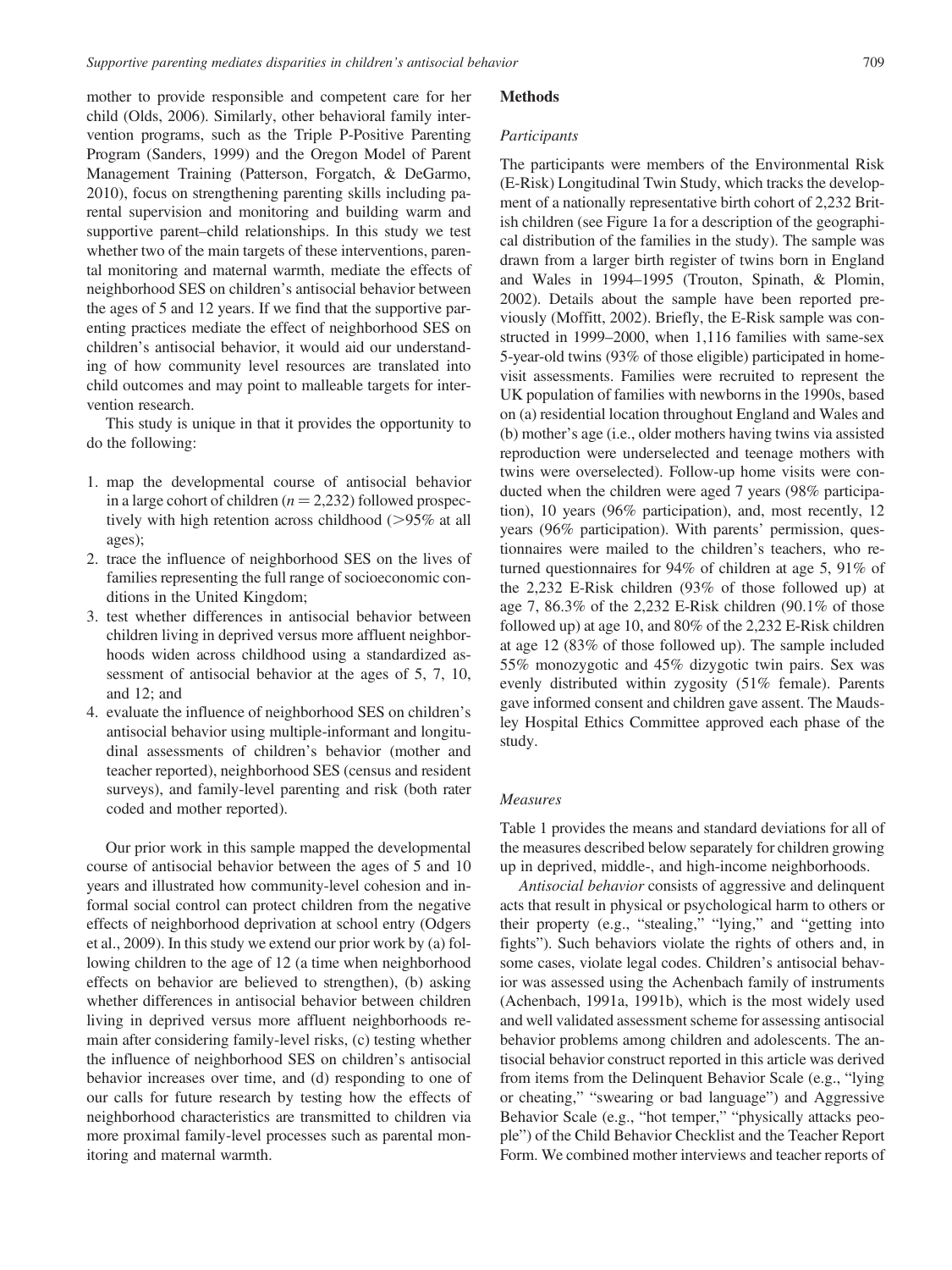mother to provide responsible and competent care for her child (Olds, 2006). Similarly, other behavioral family intervention programs, such as the Triple P-Positive Parenting Program (Sanders, 1999) and the Oregon Model of Parent Management Training (Patterson, Forgatch, & DeGarmo, 2010), focus on strengthening parenting skills including parental supervision and monitoring and building warm and supportive parent–child relationships. In this study we test whether two of the main targets of these interventions, parental monitoring and maternal warmth, mediate the effects of neighborhood SES on children's antisocial behavior between the ages of 5 and 12 years. If we find that the supportive parenting practices mediate the effect of neighborhood SES on children's antisocial behavior, it would aid our understanding of how community level resources are translated into child outcomes and may point to malleable targets for intervention research.

This study is unique in that it provides the opportunity to do the following:

1. map the developmental course of antisocial behavior in a large cohort of children ($n = 2,232$) followed prospectively with high retention across childhood (>95% at all ages);
2. trace the influence of neighborhood SES on the lives of families representing the full range of socioeconomic conditions in the United Kingdom;
3. test whether differences in antisocial behavior between children living in deprived versus more affluent neighborhoods widen across childhood using a standardized assessment of antisocial behavior at the ages of 5, 7, 10, and 12; and
4. evaluate the influence of neighborhood SES on children's antisocial behavior using multiple-informant and longitudinal assessments of children's behavior (mother and teacher reported), neighborhood SES (census and resident surveys), and family-level parenting and risk (both rater coded and mother reported).

Our prior work in this sample mapped the developmental course of antisocial behavior between the ages of 5 and 10 years and illustrated how community-level cohesion and informal social control can protect children from the negative effects of neighborhood deprivation at school entry (Odgers et al., 2009). In this study we extend our prior work by (a) following children to the age of 12 (a time when neighborhood effects on behavior are believed to strengthen), (b) asking whether differences in antisocial behavior between children living in deprived versus more affluent neighborhoods remain after considering family-level risks, (c) testing whether the influence of neighborhood SES on children's antisocial behavior increases over time, and (d) responding to one of our calls for future research by testing how the effects of neighborhood characteristics are transmitted to children via more proximal family-level processes such as parental monitoring and maternal warmth.

## Methods

### Participants

The participants were members of the Environmental Risk (E-Risk) Longitudinal Twin Study, which tracks the development of a nationally representative birth cohort of 2,232 British children (see Figure 1a for a description of the geographical distribution of the families in the study). The sample was drawn from a larger birth register of twins born in England and Wales in 1994–1995 (Trouton, Spinath, & Plomin, 2002). Details about the sample have been reported previously (Moffitt, 2002). Briefly, the E-Risk sample was constructed in 1999–2000, when 1,116 families with same-sex 5-year-old twins (93% of those eligible) participated in home-visit assessments. Families were recruited to represent the UK population of families with newborns in the 1990s, based on (a) residential location throughout England and Wales and (b) mother's age (i.e., older mothers having twins via assisted reproduction were underselected and teenage mothers with twins were overselected). Follow-up home visits were conducted when the children were aged 7 years (98% participation), 10 years (96% participation), and, most recently, 12 years (96% participation). With parents' permission, questionnaires were mailed to the children's teachers, who returned questionnaires for 94% of children at age 5, 91% of the 2,232 E-Risk children (93% of those followed up) at age 7, 86.3% of the 2,232 E-Risk children (90.1% of those followed up) at age 10, and 80% of the 2,232 E-Risk children at age 12 (83% of those followed up). The sample included 55% monozygotic and 45% dizygotic twin pairs. Sex was evenly distributed within zygosity (51% female). Parents gave informed consent and children gave assent. The Maudsley Hospital Ethics Committee approved each phase of the study.

### Measures

Table 1 provides the means and standard deviations for all of the measures described below separately for children growing up in deprived, middle-, and high-income neighborhoods.

*Antisocial behavior* consists of aggressive and delinquent acts that result in physical or psychological harm to others or their property (e.g., "stealing," "lying," and "getting into fights"). Such behaviors violate the rights of others and, in some cases, violate legal codes. Children's antisocial behavior was assessed using the Achenbach family of instruments (Achenbach, 1991a, 1991b), which is the most widely used and well validated assessment scheme for assessing antisocial behavior problems among children and adolescents. The antisocial behavior construct reported in this article was derived from items from the Delinquent Behavior Scale (e.g., "lying or cheating," "swearing or bad language") and Aggressive Behavior Scale (e.g., "hot temper," "physically attacks people") of the Child Behavior Checklist and the Teacher Report Form. We combined mother interviews and teacher reports of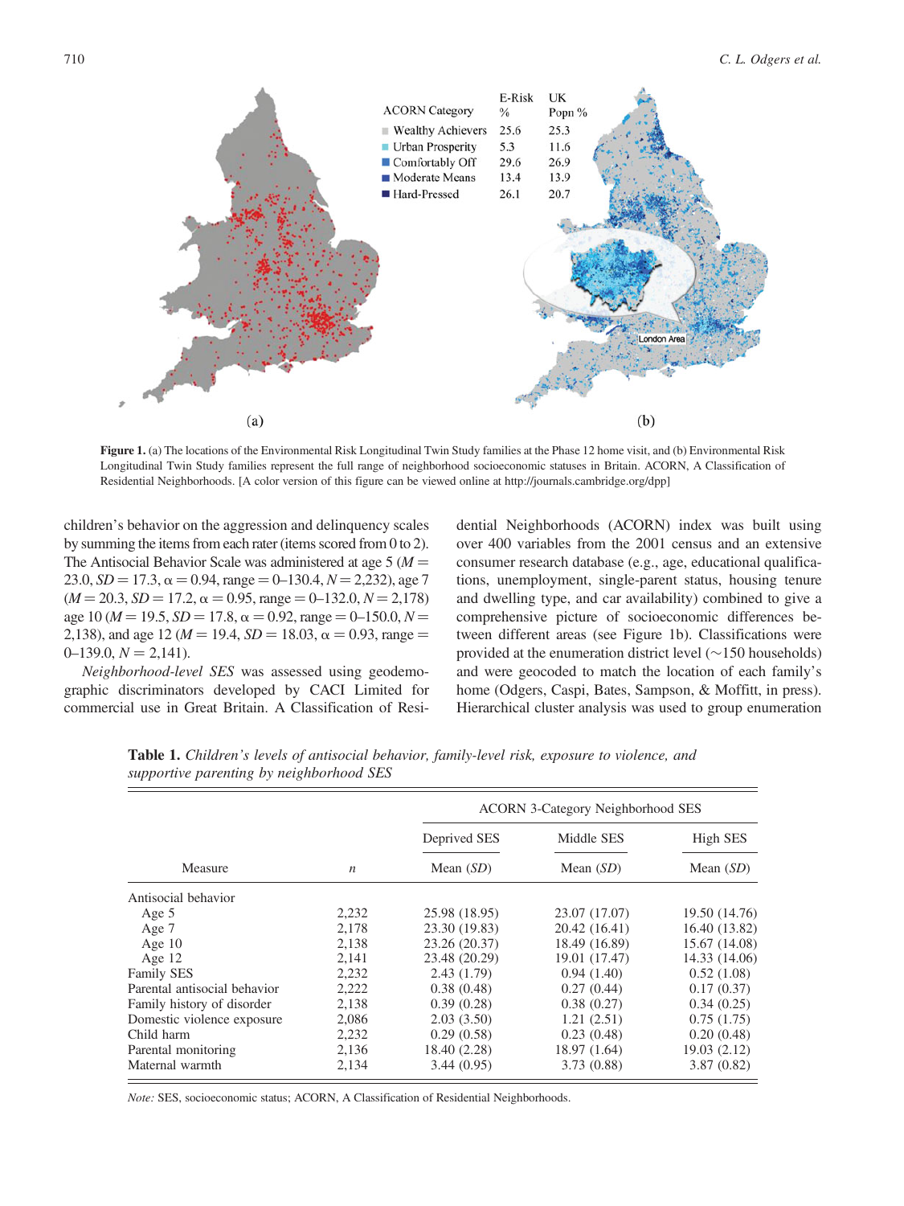| ACORN Category | E-Risk % | UK Popn % |
|---|---|---|
| Wealthy Achievers | 25.6 | 25.3 |
| Urban Prosperity | 5.3 | 11.6 |
| Comfortably Off | 29.6 | 26.9 |
| Moderate Means | 13.4 | 13.9 |
| Hard-Pressed | 26.1 | 20.7 |

**Figure 1.** (a) The locations of the Environmental Risk Longitudinal Twin Study families at the Phase 12 home visit, and (b) Environmental Risk Longitudinal Twin Study families represent the full range of neighborhood socioeconomic statuses in Britain. ACORN, A Classification of Residential Neighborhoods. [A color version of this figure can be viewed online at http://journals.cambridge.org/dpp]

children's behavior on the aggression and delinquency scales by summing the items from each rater (items scored from 0 to 2). The Antisocial Behavior Scale was administered at age 5 ($M$ = 23.0, $SD$ = 17.3, $\alpha$ = 0.94, range = 0–130.4, $N$ = 2,232), age 7 ($M$ = 20.3, $SD$ = 17.2, $\alpha$ = 0.95, range = 0–132.0, $N$ = 2,178) age 10 ($M$ = 19.5, $SD$ = 17.8, $\alpha$ = 0.92, range = 0–150.0, $N$ = 2,138), and age 12 ($M$ = 19.4, $SD$ = 18.03, $\alpha$ = 0.93, range = 0–139.0, $N$ = 2,141).

*Neighborhood-level SES* was assessed using geodemographic discriminators developed by CACI Limited for commercial use in Great Britain. A Classification of Residential Neighborhoods (ACORN) index was built using over 400 variables from the 2001 census and an extensive consumer research database (e.g., age, educational qualifications, unemployment, single-parent status, housing tenure and dwelling type, and car availability) combined to give a comprehensive picture of socioeconomic differences between different areas (see Figure 1b). Classifications were provided at the enumeration district level (~150 households) and were geocoded to match the location of each family's home (Odgers, Caspi, Bates, Sampson, & Moffitt, in press). Hierarchical cluster analysis was used to group enumeration

**Table 1.** *Children's levels of antisocial behavior, family-level risk, exposure to violence, and supportive parenting by neighborhood SES*

| | | ACORN 3-Category Neighborhood SES | | |
|---|---|---|---|---|
| | | Deprived SES | Middle SES | High SES |
| Measure | $n$ | Mean ($SD$) | Mean ($SD$) | Mean ($SD$) |
| Antisocial behavior | | | | |
| Age 5 | 2,232 | 25.98 (18.95) | 23.07 (17.07) | 19.50 (14.76) |
| Age 7 | 2,178 | 23.30 (19.83) | 20.42 (16.41) | 16.40 (13.82) |
| Age 10 | 2,138 | 23.26 (20.37) | 18.49 (16.89) | 15.67 (14.08) |
| Age 12 | 2,141 | 23.48 (20.29) | 19.01 (17.47) | 14.33 (14.06) |
| Family SES | 2,232 | 2.43 (1.79) | 0.94 (1.40) | 0.52 (1.08) |
| Parental antisocial behavior | 2,222 | 0.38 (0.48) | 0.27 (0.44) | 0.17 (0.37) |
| Family history of disorder | 2,138 | 0.39 (0.28) | 0.38 (0.27) | 0.34 (0.25) |
| Domestic violence exposure | 2,086 | 2.03 (3.50) | 1.21 (2.51) | 0.75 (1.75) |
| Child harm | 2,232 | 0.29 (0.58) | 0.23 (0.48) | 0.20 (0.48) |
| Parental monitoring | 2,136 | 18.40 (2.28) | 18.97 (1.64) | 19.03 (2.12) |
| Maternal warmth | 2,134 | 3.44 (0.95) | 3.73 (0.88) | 3.87 (0.82) |

*Note:* SES, socioeconomic status; ACORN, A Classification of Residential Neighborhoods.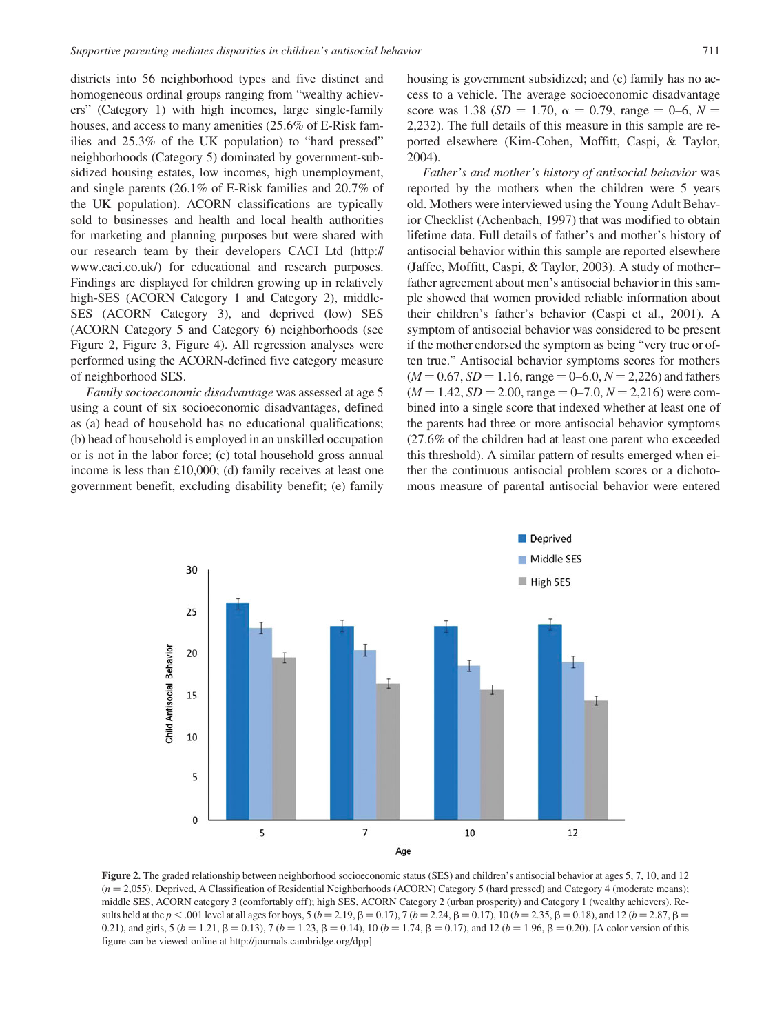districts into 56 neighborhood types and five distinct and homogeneous ordinal groups ranging from "wealthy achievers" (Category 1) with high incomes, large single-family houses, and access to many amenities (25.6% of E-Risk families and 25.3% of the UK population) to "hard pressed" neighborhoods (Category 5) dominated by government-subsidized housing estates, low incomes, high unemployment, and single parents (26.1% of E-Risk families and 20.7% of the UK population). ACORN classifications are typically sold to businesses and health and local health authorities for marketing and planning purposes but were shared with our research team by their developers CACI Ltd (http://www.caci.co.uk/) for educational and research purposes. Findings are displayed for children growing up in relatively high-SES (ACORN Category 1 and Category 2), middle-SES (ACORN Category 3), and deprived (low) SES (ACORN Category 5 and Category 6) neighborhoods (see Figure 2, Figure 3, Figure 4). All regression analyses were performed using the ACORN-defined five category measure of neighborhood SES.

*Family socioeconomic disadvantage* was assessed at age 5 using a count of six socioeconomic disadvantages, defined as (a) head of household has no educational qualifications; (b) head of household is employed in an unskilled occupation or is not in the labor force; (c) total household gross annual income is less than £10,000; (d) family receives at least one government benefit, excluding disability benefit; (e) family housing is government subsidized; and (e) family has no access to a vehicle. The average socioeconomic disadvantage score was 1.38 ($SD$ = 1.70, $\alpha$ = 0.79, range = 0–6, $N$ = 2,232). The full details of this measure in this sample are reported elsewhere (Kim-Cohen, Moffitt, Caspi, & Taylor, 2004).

*Father's and mother's history of antisocial behavior* was reported by the mothers when the children were 5 years old. Mothers were interviewed using the Young Adult Behavior Checklist (Achenbach, 1997) that was modified to obtain lifetime data. Full details of father's and mother's history of antisocial behavior within this sample are reported elsewhere (Jaffee, Moffitt, Caspi, & Taylor, 2003). A study of mother–father agreement about men's antisocial behavior in this sample showed that women provided reliable information about their children's father's behavior (Caspi et al., 2001). A symptom of antisocial behavior was considered to be present if the mother endorsed the symptom as being "very true or often true." Antisocial behavior symptoms scores for mothers ($M$ = 0.67, $SD$ = 1.16, range = 0–6.0, $N$ = 2,226) and fathers ($M$ = 1.42, $SD$ = 2.00, range = 0–7.0, $N$ = 2,216) were combined into a single score that indexed whether at least one of the parents had three or more antisocial behavior symptoms (27.6% of the children had at least one parent who exceeded this threshold). A similar pattern of results emerged when either the continuous antisocial problem scores or a dichotomous measure of parental antisocial behavior were entered

**Figure 2.** The graded relationship between neighborhood socioeconomic status (SES) and children's antisocial behavior at ages 5, 7, 10, and 12 ($n$ = 2,055). Deprived, A Classification of Residential Neighborhoods (ACORN) Category 5 (hard pressed) and Category 4 (moderate means); middle SES, ACORN category 3 (comfortably off); high SES, ACORN Category 2 (urban prosperity) and Category 1 (wealthy achievers). Results held at the $p < .001$ level at all ages for boys, 5 ($b$ = 2.19, $\beta$ = 0.17), 7 ($b$ = 2.24, $\beta$ = 0.17), 10 ($b$ = 2.35, $\beta$ = 0.18), and 12 ($b$ = 2.87, $\beta$ = 0.21), and girls, 5 ($b$ = 1.21, $\beta$ = 0.13), 7 ($b$ = 1.23, $\beta$ = 0.14), 10 ($b$ = 1.74, $\beta$ = 0.17), and 12 ($b$ = 1.96, $\beta$ = 0.20). [A color version of this figure can be viewed online at http://journals.cambridge.org/dpp]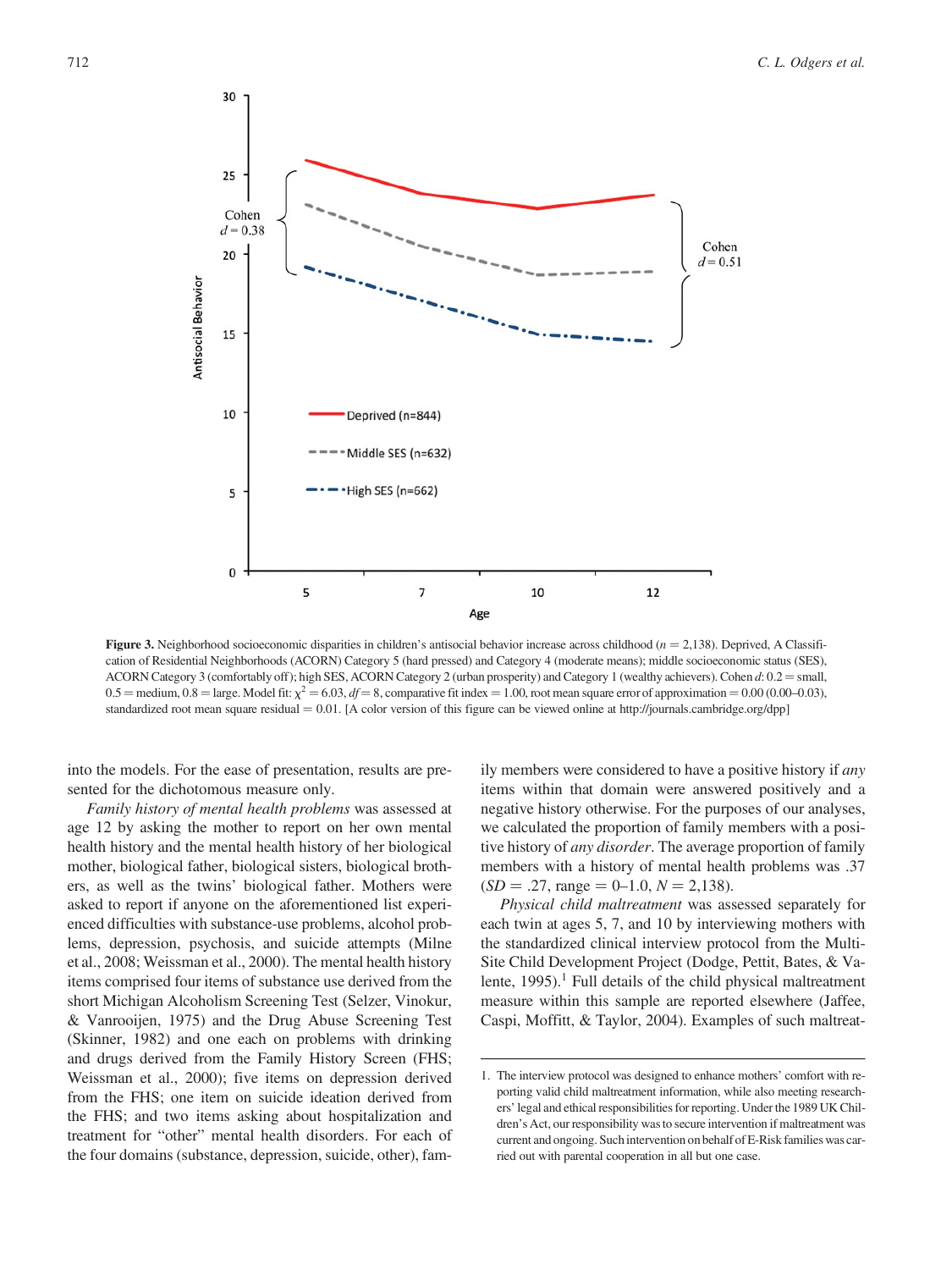**Figure 3.** Neighborhood socioeconomic disparities in children's antisocial behavior increase across childhood ($n$ = 2,138). Deprived, A Classification of Residential Neighborhoods (ACORN) Category 5 (hard pressed) and Category 4 (moderate means); middle socioeconomic status (SES), ACORN Category 3 (comfortably off); high SES, ACORN Category 2 (urban prosperity) and Category 1 (wealthy achievers). Cohen $d$: 0.2 = small, 0.5 = medium, 0.8 = large. Model fit: $\chi^2 = 6.03$, $df = 8$, comparative fit index = 1.00, root mean square error of approximation = 0.00 (0.00–0.03), standardized root mean square residual = 0.01. [A color version of this figure can be viewed online at http://journals.cambridge.org/dpp]

into the models. For the ease of presentation, results are presented for the dichotomous measure only.

*Family history of mental health problems* was assessed at age 12 by asking the mother to report on her own mental health history and the mental health history of her biological mother, biological father, biological sisters, biological brothers, as well as the twins' biological father. Mothers were asked to report if anyone on the aforementioned list experienced difficulties with substance-use problems, alcohol problems, depression, psychosis, and suicide attempts (Milne et al., 2008; Weissman et al., 2000). The mental health history items comprised four items of substance use derived from the short Michigan Alcoholism Screening Test (Selzer, Vinokur, & Vanrooijen, 1975) and the Drug Abuse Screening Test (Skinner, 1982) and one each on problems with drinking and drugs derived from the Family History Screen (FHS; Weissman et al., 2000); five items on depression derived from the FHS; one item on suicide ideation derived from the FHS; and two items asking about hospitalization and treatment for "other" mental health disorders. For each of the four domains (substance, depression, suicide, other), family members were considered to have a positive history if *any* items within that domain were answered positively and a negative history otherwise. For the purposes of our analyses, we calculated the proportion of family members with a positive history of *any disorder*. The average proportion of family members with a history of mental health problems was .37 ($SD$ = .27, range = 0–1.0, $N$ = 2,138).

*Physical child maltreatment* was assessed separately for each twin at ages 5, 7, and 10 by interviewing mothers with the standardized clinical interview protocol from the Multi-Site Child Development Project (Dodge, Pettit, Bates, & Valente, 1995).[1] Full details of the child physical maltreatment measure within this sample are reported elsewhere (Jaffee, Caspi, Moffitt, & Taylor, 2004). Examples of such maltreat-

1. The interview protocol was designed to enhance mothers' comfort with reporting valid child maltreatment information, while also meeting researchers' legal and ethical responsibilities for reporting. Under the 1989 UK Children's Act, our responsibility was to secure intervention if maltreatment was current and ongoing. Such intervention on behalf of E-Risk families was carried out with parental cooperation in all but one case.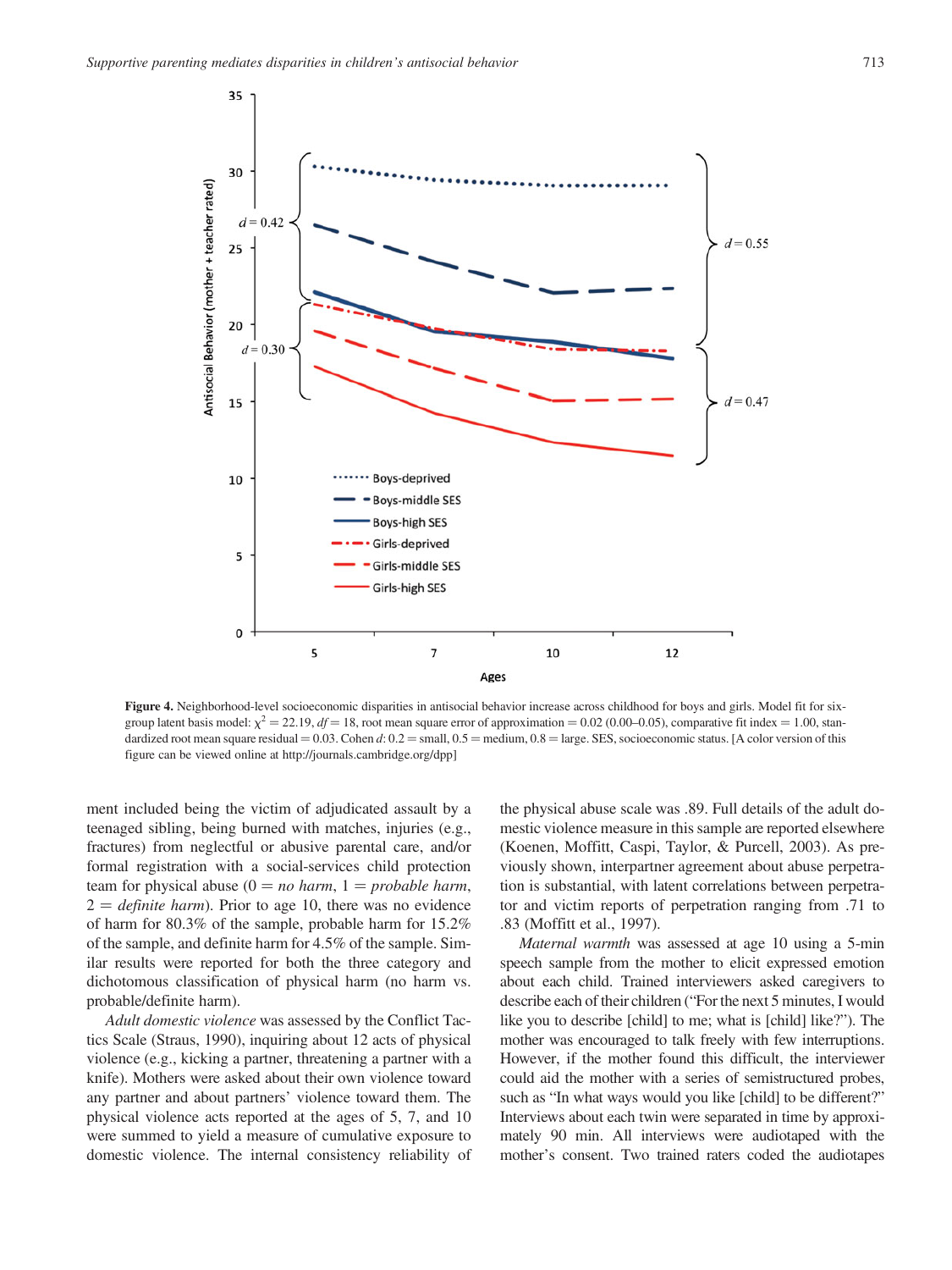**Figure 4.** Neighborhood-level socioeconomic disparities in antisocial behavior increase across childhood for boys and girls. Model fit for six-group latent basis model: $\chi^2 = 22.19$, $df = 18$, root mean square error of approximation = 0.02 (0.00–0.05), comparative fit index = 1.00, standardized root mean square residual = 0.03. Cohen $d$: 0.2 = small, 0.5 = medium, 0.8 = large. SES, socioeconomic status. [A color version of this figure can be viewed online at http://journals.cambridge.org/dpp]

ment included being the victim of adjudicated assault by a teenaged sibling, being burned with matches, injuries (e.g., fractures) from neglectful or abusive parental care, and/or formal registration with a social-services child protection team for physical abuse (0 = *no harm*, 1 = *probable harm*, 2 = *definite harm*). Prior to age 10, there was no evidence of harm for 80.3% of the sample, probable harm for 15.2% of the sample, and definite harm for 4.5% of the sample. Similar results were reported for both the three category and dichotomous classification of physical harm (no harm vs. probable/definite harm).

*Adult domestic violence* was assessed by the Conflict Tactics Scale (Straus, 1990), inquiring about 12 acts of physical violence (e.g., kicking a partner, threatening a partner with a knife). Mothers were asked about their own violence toward any partner and about partners' violence toward them. The physical violence acts reported at the ages of 5, 7, and 10 were summed to yield a measure of cumulative exposure to domestic violence. The internal consistency reliability of the physical abuse scale was .89. Full details of the adult domestic violence measure in this sample are reported elsewhere (Koenen, Moffitt, Caspi, Taylor, & Purcell, 2003). As previously shown, interpartner agreement about abuse perpetration is substantial, with latent correlations between perpetrator and victim reports of perpetration ranging from .71 to .83 (Moffitt et al., 1997).

*Maternal warmth* was assessed at age 10 using a 5-min speech sample from the mother to elicit expressed emotion about each child. Trained interviewers asked caregivers to describe each of their children ("For the next 5 minutes, I would like you to describe [child] to me; what is [child] like?"). The mother was encouraged to talk freely with few interruptions. However, if the mother found this difficult, the interviewer could aid the mother with a series of semistructured probes, such as "In what ways would you like [child] to be different?" Interviews about each twin were separated in time by approximately 90 min. All interviews were audiotaped with the mother's consent. Two trained raters coded the audiotapes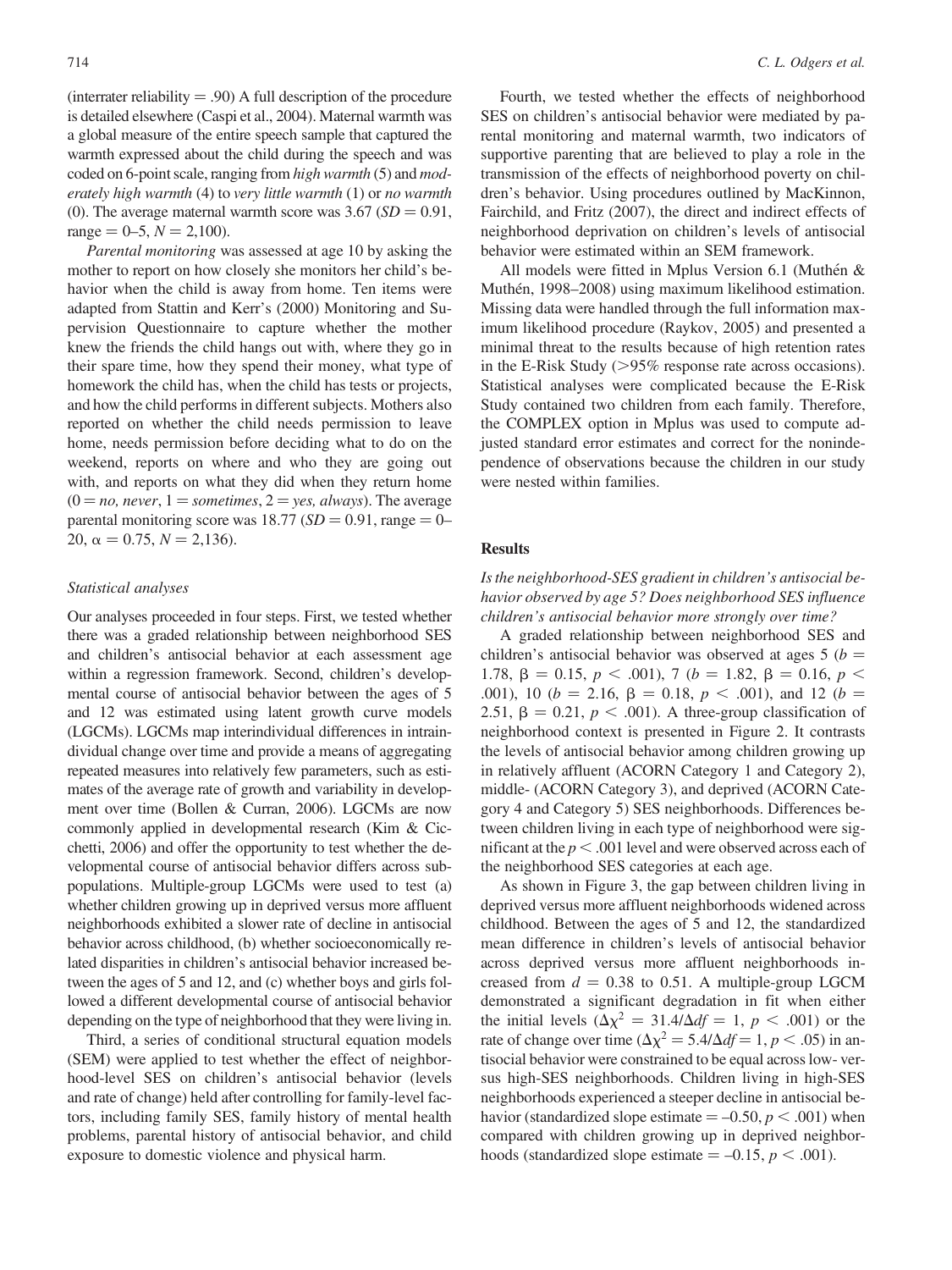(interrater reliability = .90) A full description of the procedure is detailed elsewhere (Caspi et al., 2004). Maternal warmth was a global measure of the entire speech sample that captured the warmth expressed about the child during the speech and was coded on 6-point scale, ranging from *high warmth* (5) and *moderately high warmth* (4) to *very little warmth* (1) or *no warmth* (0). The average maternal warmth score was 3.67 ($SD = 0.91$, range = 0–5, $N = 2{,}100$).

*Parental monitoring* was assessed at age 10 by asking the mother to report on how closely she monitors her child's behavior when the child is away from home. Ten items were adapted from Stattin and Kerr's (2000) Monitoring and Supervision Questionnaire to capture whether the mother knew the friends the child hangs out with, where they go in their spare time, how they spend their money, what type of homework the child has, when the child has tests or projects, and how the child performs in different subjects. Mothers also reported on whether the child needs permission to leave home, needs permission before deciding what to do on the weekend, reports on where and who they are going out with, and reports on what they did when they return home (0 = *no, never*, 1 = *sometimes*, 2 = *yes, always*). The average parental monitoring score was 18.77 ($SD = 0.91$, range = 0–20, $\alpha = 0.75$, $N = 2{,}136$).

### Statistical analyses

Our analyses proceeded in four steps. First, we tested whether there was a graded relationship between neighborhood SES and children's antisocial behavior at each assessment age within a regression framework. Second, children's developmental course of antisocial behavior between the ages of 5 and 12 was estimated using latent growth curve models (LGCMs). LGCMs map interindividual differences in intraindividual change over time and provide a means of aggregating repeated measures into relatively few parameters, such as estimates of the average rate of growth and variability in development over time (Bollen & Curran, 2006). LGCMs are now commonly applied in developmental research (Kim & Cicchetti, 2006) and offer the opportunity to test whether the developmental course of antisocial behavior differs across subpopulations. Multiple-group LGCMs were used to test (a) whether children growing up in deprived versus more affluent neighborhoods exhibited a slower rate of decline in antisocial behavior across childhood, (b) whether socioeconomically related disparities in children's antisocial behavior increased between the ages of 5 and 12, and (c) whether boys and girls followed a different developmental course of antisocial behavior depending on the type of neighborhood that they were living in.

Third, a series of conditional structural equation models (SEM) were applied to test whether the effect of neighborhood-level SES on children's antisocial behavior (levels and rate of change) held after controlling for family-level factors, including family SES, family history of mental health problems, parental history of antisocial behavior, and child exposure to domestic violence and physical harm.

Fourth, we tested whether the effects of neighborhood SES on children's antisocial behavior were mediated by parental monitoring and maternal warmth, two indicators of supportive parenting that are believed to play a role in the transmission of the effects of neighborhood poverty on children's behavior. Using procedures outlined by MacKinnon, Fairchild, and Fritz (2007), the direct and indirect effects of neighborhood deprivation on children's levels of antisocial behavior were estimated within an SEM framework.

All models were fitted in Mplus Version 6.1 (Muthén & Muthén, 1998–2008) using maximum likelihood estimation. Missing data were handled through the full information maximum likelihood procedure (Raykov, 2005) and presented a minimal threat to the results because of high retention rates in the E-Risk Study (>95% response rate across occasions). Statistical analyses were complicated because the E-Risk Study contained two children from each family. Therefore, the COMPLEX option in Mplus was used to compute adjusted standard error estimates and correct for the nonindependence of observations because the children in our study were nested within families.

## Results

*Is the neighborhood-SES gradient in children's antisocial behavior observed by age 5? Does neighborhood SES influence children's antisocial behavior more strongly over time?*

A graded relationship between neighborhood SES and children's antisocial behavior was observed at ages 5 ($b = 1.78$, $\beta = 0.15$, $p < .001$), 7 ($b = 1.82$, $\beta = 0.16$, $p < .001$), 10 ($b = 2.16$, $\beta = 0.18$, $p < .001$), and 12 ($b = 2.51$, $\beta = 0.21$, $p < .001$). A three-group classification of neighborhood context is presented in Figure 2. It contrasts the levels of antisocial behavior among children growing up in relatively affluent (ACORN Category 1 and Category 2), middle- (ACORN Category 3), and deprived (ACORN Category 4 and Category 5) SES neighborhoods. Differences between children living in each type of neighborhood were significant at the $p < .001$ level and were observed across each of the neighborhood SES categories at each age.

As shown in Figure 3, the gap between children living in deprived versus more affluent neighborhoods widened across childhood. Between the ages of 5 and 12, the standardized mean difference in children's levels of antisocial behavior across deprived versus more affluent neighborhoods increased from $d = 0.38$ to 0.51. A multiple-group LGCM demonstrated a significant degradation in fit when either the initial levels ($\Delta\chi^2 = 31.4/\Delta df = 1$, $p < .001$) or the rate of change over time ($\Delta\chi^2 = 5.4/\Delta df = 1$, $p < .05$) in antisocial behavior were constrained to be equal across low- versus high-SES neighborhoods. Children living in high-SES neighborhoods experienced a steeper decline in antisocial behavior (standardized slope estimate = –0.50, $p < .001$) when compared with children growing up in deprived neighborhoods (standardized slope estimate = –0.15, $p < .001$).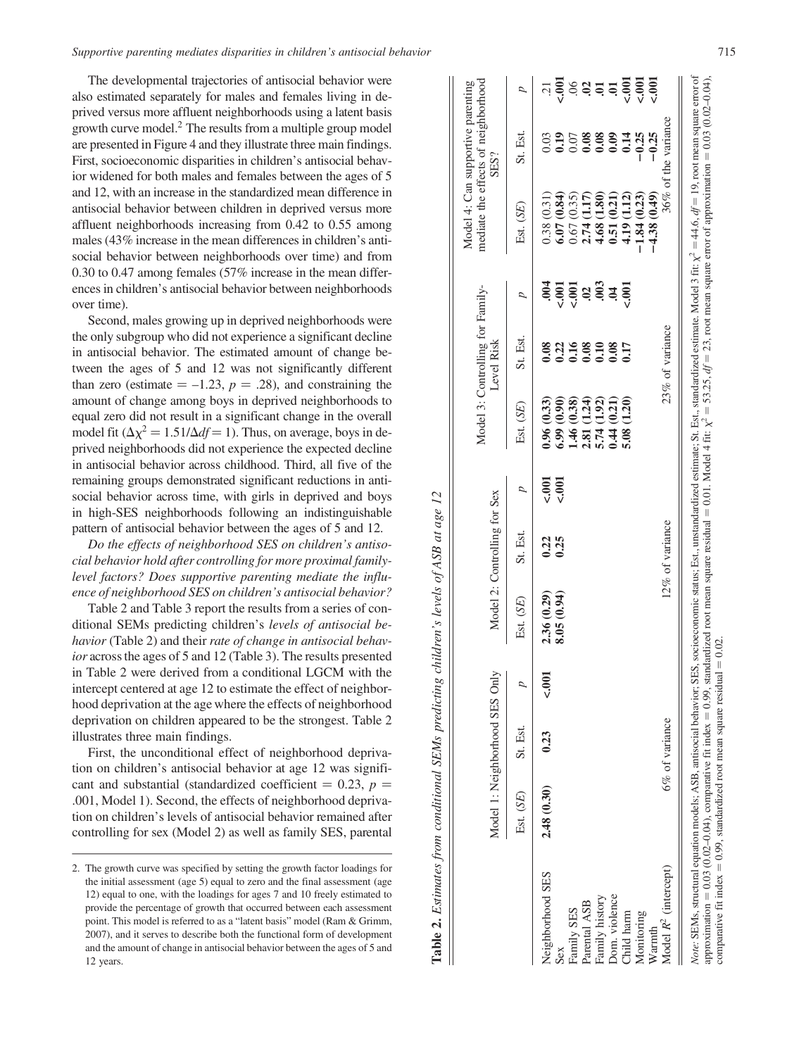The developmental trajectories of antisocial behavior were also estimated separately for males and females living in deprived versus more affluent neighborhoods using a latent basis growth curve model.[2] The results from a multiple group model are presented in Figure 4 and they illustrate three main findings. First, socioeconomic disparities in children's antisocial behavior widened for both males and females between the ages of 5 and 12, with an increase in the standardized mean difference in antisocial behavior between children in deprived versus more affluent neighborhoods increasing from 0.42 to 0.55 among males (43% increase in the mean differences in children's antisocial behavior between neighborhoods over time) and from 0.30 to 0.47 among females (57% increase in the mean differences in children's antisocial behavior between neighborhoods over time).

Second, males growing up in deprived neighborhoods were the only subgroup who did not experience a significant decline in antisocial behavior. The estimated amount of change between the ages of 5 and 12 was not significantly different than zero (estimate = –1.23, $p$ = .28), and constraining the amount of change among boys in deprived neighborhoods to equal zero did not result in a significant change in the overall model fit ($\Delta\chi^2 = 1.51/\Delta df = 1$). Thus, on average, boys in deprived neighborhoods did not experience the expected decline in antisocial behavior across childhood. Third, all five of the remaining groups demonstrated significant reductions in antisocial behavior across time, with girls in deprived and boys in high-SES neighborhoods following an indistinguishable pattern of antisocial behavior between the ages of 5 and 12.

*Do the effects of neighborhood SES on children's antisocial behavior hold after controlling for more proximal family-level factors? Does supportive parenting mediate the influence of neighborhood SES on children's antisocial behavior?*

Table 2 and Table 3 report the results from a series of conditional SEMs predicting children's *levels of antisocial behavior* (Table 2) and their *rate of change in antisocial behavior* across the ages of 5 and 12 (Table 3). The results presented in Table 2 were derived from a conditional LGCM with the intercept centered at age 12 to estimate the effect of neighborhood deprivation at the age where the effects of neighborhood deprivation on children appeared to be the strongest. Table 2 illustrates three main findings.

First, the unconditional effect of neighborhood deprivation on children's antisocial behavior at age 12 was significant and substantial (standardized coefficient = 0.23, $p$ = .001, Model 1). Second, the effects of neighborhood deprivation on children's levels of antisocial behavior remained after controlling for sex (Model 2) as well as family SES, parental

**Table 2.** *Estimates from conditional SEMs predicting children's levels of ASB at age 12*

| | Model 1: Neighborhood SES Only | | | Model 2: Controlling for Sex | | | Model 3: Controlling for Family-Level Risk | | | Model 4: Can supportive parenting mediate the effects of neighborhood SES? | | |
|---|---|---|---|---|---|---|---|---|---|---|---|---|
| | Est. (*SE*) | St. Est. | *p* | Est. (*SE*) | St. Est. | *p* | Est. (*SE*) | St. Est. | *p* | Est. (*SE*) | St. Est. | *p* |
| Neighborhood SES | **2.48 (0.30)** | **0.23** | **<.001** | **2.36 (0.29)** | **0.22** | **<.001** | **0.96 (0.33)** | **0.08** | **.004** | 0.38 (0.31) | 0.03 | .21 |
| Sex | | | | **8.05 (0.94)** | **0.25** | **<.001** | **6.99 (0.90)** | **0.22** | **<.001** | **6.07 (0.84)** | **0.19** | **<.001** |
| Family SES | | | | | | | **1.46 (0.38)** | **0.16** | **<.001** | 0.67 (0.35) | 0.07 | .06 |
| Parental ASB | | | | | | | **2.81 (1.24)** | **0.08** | **.02** | **2.74 (1.17)** | **0.08** | **.02** |
| Family history | | | | | | | **5.74 (1.92)** | **0.10** | **.003** | **4.68 (1.80)** | **0.08** | **.01** |
| Dom. violence | | | | | | | **0.44 (0.21)** | **0.08** | **.04** | **0.51 (0.21)** | **0.09** | **.01** |
| Child harm | | | | | | | **5.08 (1.20)** | **0.17** | **<.001** | **4.19 (1.12)** | **0.14** | **<.001** |
| Monitoring | | | | | | | | | | **−1.84 (0.23)** | **−0.25** | **<.001** |
| Warmth | | | | | | | | | | **−4.38 (0.49)** | **−0.25** | **<.001** |
| Model $R^2$ (intercept) | 6% of variance | | | 12% of variance | | | 23% of variance | | | 36% of the variance | | |

*Note:* SEMs, structural equation models; ASB, antisocial behavior; SES, socioeconomic status; Est., unstandardized estimate; St. Est., standardized estimate. Model 3 fit: $\chi^2 = 44.6$, $df = 19$, root mean square error of approximation = 0.03 (0.02–0.04), comparative fit index = 0.99, standardized root mean square residual = 0.01. Model 4 fit: $\chi^2 = 53.25$, $df = 23$, root mean square error of approximation = 0.03 (0.02–0.04), comparative fit index = 0.99, standardized root mean square residual = 0.02.

2. The growth curve was specified by setting the growth factor loadings for the initial assessment (age 5) equal to zero and the final assessment (age 12) equal to one, with the loadings for ages 7 and 10 freely estimated to provide the percentage of growth that occurred between each assessment point. This model is referred to as a "latent basis" model (Ram & Grimm, 2007), and it serves to describe both the functional form of development and the amount of change in antisocial behavior between the ages of 5 and 12 years.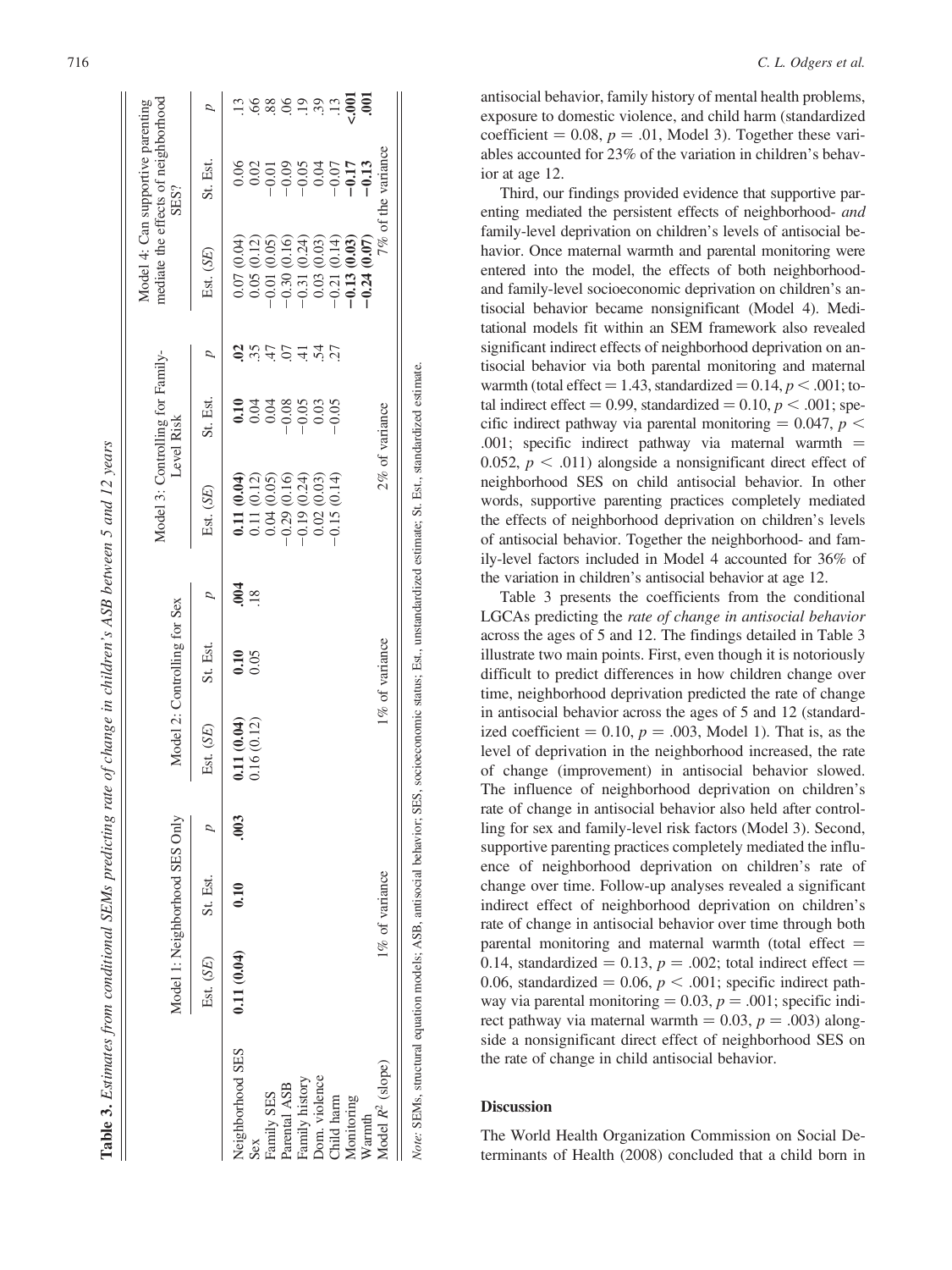**Table 3.** *Estimates from conditional SEMs predicting rate of change in children's ASB between 5 and 12 years*

| | Model 1: Neighborhood SES Only | | | Model 2: Controlling for Sex | | | Model 3: Controlling for Family-Level Risk | | | Model 4: Can supportive parenting mediate the effects of neighborhood SES? | | |
|---|---|---|---|---|---|---|---|---|---|---|---|---|
| | Est. (*SE*) | St. Est. | *p* | Est. (*SE*) | St. Est. | *p* | Est. (*SE*) | St. Est. | *p* | Est. (*SE*) | St. Est. | *p* |
| Neighborhood SES | **0.11 (0.04)** | **0.10** | **.003** | **0.11 (0.04)** | **0.10** | **.004** | **0.11 (0.04)** | **0.10** | **.02** | 0.07 (0.04) | 0.06 | .13 |
| Sex | | | | 0.16 (0.12) | 0.05 | .18 | 0.11 (0.12) | 0.04 | .35 | 0.05 (0.12) | 0.02 | .66 |
| Family SES | | | | | | | 0.04 (0.05) | 0.04 | .47 | −0.01 (0.05) | −0.01 | .88 |
| Parental ASB | | | | | | | −0.29 (0.16) | −0.08 | .07 | −0.30 (0.16) | −0.09 | .06 |
| Family history | | | | | | | −0.19 (0.24) | −0.05 | .41 | −0.31 (0.24) | −0.05 | .19 |
| Dom. violence | | | | | | | 0.02 (0.03) | 0.03 | .54 | 0.03 (0.03) | 0.04 | .39 |
| Child harm | | | | | | | −0.15 (0.14) | −0.05 | .27 | −0.21 (0.14) | −0.07 | .13 |
| Monitoring | | | | | | | | | | **−0.13 (0.03)** | **−0.17** | **<.001** |
| Warmth | | | | | | | | | | **−0.24 (0.07)** | **−0.13** | **.001** |
| Model $R^2$ (slope) | 1% of variance | | | 1% of variance | | | 2% of variance | | | 7% of the variance | | |

*Note:* SEMs, structural equation models; ASB, antisocial behavior; SES, socioeconomic status; Est., unstandardized estimate; St. Est., standardized estimate.

antisocial behavior, family history of mental health problems, exposure to domestic violence, and child harm (standardized coefficient = 0.08, $p = .01$, Model 3). Together these variables accounted for 23% of the variation in children's behavior at age 12.

Third, our findings provided evidence that supportive parenting mediated the persistent effects of neighborhood- *and* family-level deprivation on children's levels of antisocial behavior. Once maternal warmth and parental monitoring were entered into the model, the effects of both neighborhood- and family-level socioeconomic deprivation on children's antisocial behavior became nonsignificant (Model 4). Meditational models fit within an SEM framework also revealed significant indirect effects of neighborhood deprivation on antisocial behavior via both parental monitoring and maternal warmth (total effect = 1.43, standardized = 0.14, $p < .001$; total indirect effect = 0.99, standardized = 0.10, $p < .001$; specific indirect pathway via parental monitoring = 0.047, $p < .001$; specific indirect pathway via maternal warmth = 0.052, $p < .011$) alongside a nonsignificant direct effect of neighborhood SES on child antisocial behavior. In other words, supportive parenting practices completely mediated the effects of neighborhood deprivation on children's levels of antisocial behavior. Together the neighborhood- and family-level factors included in Model 4 accounted for 36% of the variation in children's antisocial behavior at age 12.

Table 3 presents the coefficients from the conditional LGCAs predicting the *rate of change in antisocial behavior* across the ages of 5 and 12. The findings detailed in Table 3 illustrate two main points. First, even though it is notoriously difficult to predict differences in how children change over time, neighborhood deprivation predicted the rate of change in antisocial behavior across the ages of 5 and 12 (standardized coefficient = 0.10, $p = .003$, Model 1). That is, as the level of deprivation in the neighborhood increased, the rate of change (improvement) in antisocial behavior slowed. The influence of neighborhood deprivation on children's rate of change in antisocial behavior also held after controlling for sex and family-level risk factors (Model 3). Second, supportive parenting practices completely mediated the influence of neighborhood deprivation on children's rate of change over time. Follow-up analyses revealed a significant indirect effect of neighborhood deprivation on children's rate of change in antisocial behavior over time through both parental monitoring and maternal warmth (total effect = 0.14, standardized = 0.13, $p = .002$; total indirect effect = 0.06, standardized = 0.06, $p < .001$; specific indirect pathway via parental monitoring = 0.03, $p = .001$; specific indirect pathway via maternal warmth = 0.03, $p = .003$) alongside a nonsignificant direct effect of neighborhood SES on the rate of change in child antisocial behavior.

## Discussion

The World Health Organization Commission on Social Determinants of Health (2008) concluded that a child born in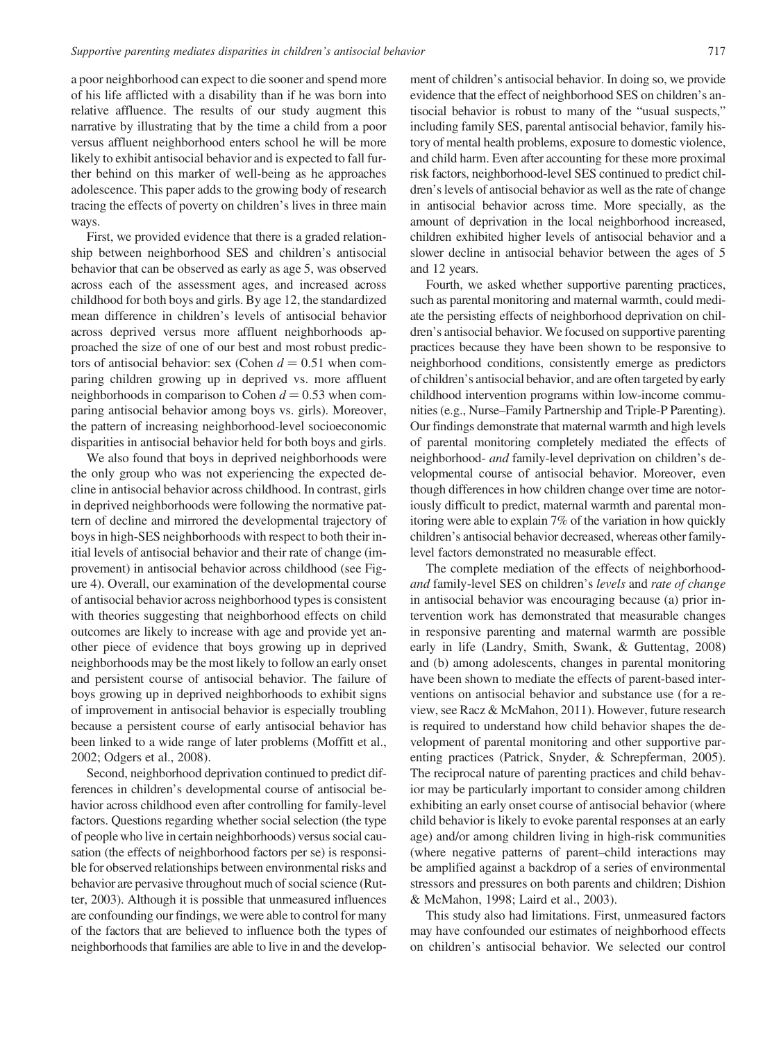a poor neighborhood can expect to die sooner and spend more of his life afflicted with a disability than if he was born into relative affluence. The results of our study augment this narrative by illustrating that by the time a child from a poor versus affluent neighborhood enters school he will be more likely to exhibit antisocial behavior and is expected to fall further behind on this marker of well-being as he approaches adolescence. This paper adds to the growing body of research tracing the effects of poverty on children's lives in three main ways.

First, we provided evidence that there is a graded relationship between neighborhood SES and children's antisocial behavior that can be observed as early as age 5, was observed across each of the assessment ages, and increased across childhood for both boys and girls. By age 12, the standardized mean difference in children's levels of antisocial behavior across deprived versus more affluent neighborhoods approached the size of one of our best and most robust predictors of antisocial behavior: sex (Cohen $d = 0.51$ when comparing children growing up in deprived vs. more affluent neighborhoods in comparison to Cohen $d = 0.53$ when comparing antisocial behavior among boys vs. girls). Moreover, the pattern of increasing neighborhood-level socioeconomic disparities in antisocial behavior held for both boys and girls.

We also found that boys in deprived neighborhoods were the only group who was not experiencing the expected decline in antisocial behavior across childhood. In contrast, girls in deprived neighborhoods were following the normative pattern of decline and mirrored the developmental trajectory of boys in high-SES neighborhoods with respect to both their initial levels of antisocial behavior and their rate of change (improvement) in antisocial behavior across childhood (see Figure 4). Overall, our examination of the developmental course of antisocial behavior across neighborhood types is consistent with theories suggesting that neighborhood effects on child outcomes are likely to increase with age and provide yet another piece of evidence that boys growing up in deprived neighborhoods may be the most likely to follow an early onset and persistent course of antisocial behavior. The failure of boys growing up in deprived neighborhoods to exhibit signs of improvement in antisocial behavior is especially troubling because a persistent course of early antisocial behavior has been linked to a wide range of later problems (Moffitt et al., 2002; Odgers et al., 2008).

Second, neighborhood deprivation continued to predict differences in children's developmental course of antisocial behavior across childhood even after controlling for family-level factors. Questions regarding whether social selection (the type of people who live in certain neighborhoods) versus social causation (the effects of neighborhood factors per se) is responsible for observed relationships between environmental risks and behavior are pervasive throughout much of social science (Rutter, 2003). Although it is possible that unmeasured influences are confounding our findings, we were able to control for many of the factors that are believed to influence both the types of neighborhoods that families are able to live in and the development of children's antisocial behavior. In doing so, we provide evidence that the effect of neighborhood SES on children's antisocial behavior is robust to many of the "usual suspects," including family SES, parental antisocial behavior, family history of mental health problems, exposure to domestic violence, and child harm. Even after accounting for these more proximal risk factors, neighborhood-level SES continued to predict children's levels of antisocial behavior as well as the rate of change in antisocial behavior across time. More specially, as the amount of deprivation in the local neighborhood increased, children exhibited higher levels of antisocial behavior and a slower decline in antisocial behavior between the ages of 5 and 12 years.

Fourth, we asked whether supportive parenting practices, such as parental monitoring and maternal warmth, could mediate the persisting effects of neighborhood deprivation on children's antisocial behavior. We focused on supportive parenting practices because they have been shown to be responsive to neighborhood conditions, consistently emerge as predictors of children's antisocial behavior, and are often targeted by early childhood intervention programs within low-income communities (e.g., Nurse–Family Partnership and Triple-P Parenting). Our findings demonstrate that maternal warmth and high levels of parental monitoring completely mediated the effects of neighborhood- *and* family-level deprivation on children's developmental course of antisocial behavior. Moreover, even though differences in how children change over time are notoriously difficult to predict, maternal warmth and parental monitoring were able to explain 7% of the variation in how quickly children's antisocial behavior decreased, whereas other family-level factors demonstrated no measurable effect.

The complete mediation of the effects of neighborhood- *and* family-level SES on children's *levels* and *rate of change* in antisocial behavior was encouraging because (a) prior intervention work has demonstrated that measurable changes in responsive parenting and maternal warmth are possible early in life (Landry, Smith, Swank, & Guttentag, 2008) and (b) among adolescents, changes in parental monitoring have been shown to mediate the effects of parent-based interventions on antisocial behavior and substance use (for a review, see Racz & McMahon, 2011). However, future research is required to understand how child behavior shapes the development of parental monitoring and other supportive parenting practices (Patrick, Snyder, & Schrepferman, 2005). The reciprocal nature of parenting practices and child behavior may be particularly important to consider among children exhibiting an early onset course of antisocial behavior (where child behavior is likely to evoke parental responses at an early age) and/or among children living in high-risk communities (where negative patterns of parent–child interactions may be amplified against a backdrop of a series of environmental stressors and pressures on both parents and children; Dishion & McMahon, 1998; Laird et al., 2003).

This study also had limitations. First, unmeasured factors may have confounded our estimates of neighborhood effects on children's antisocial behavior. We selected our control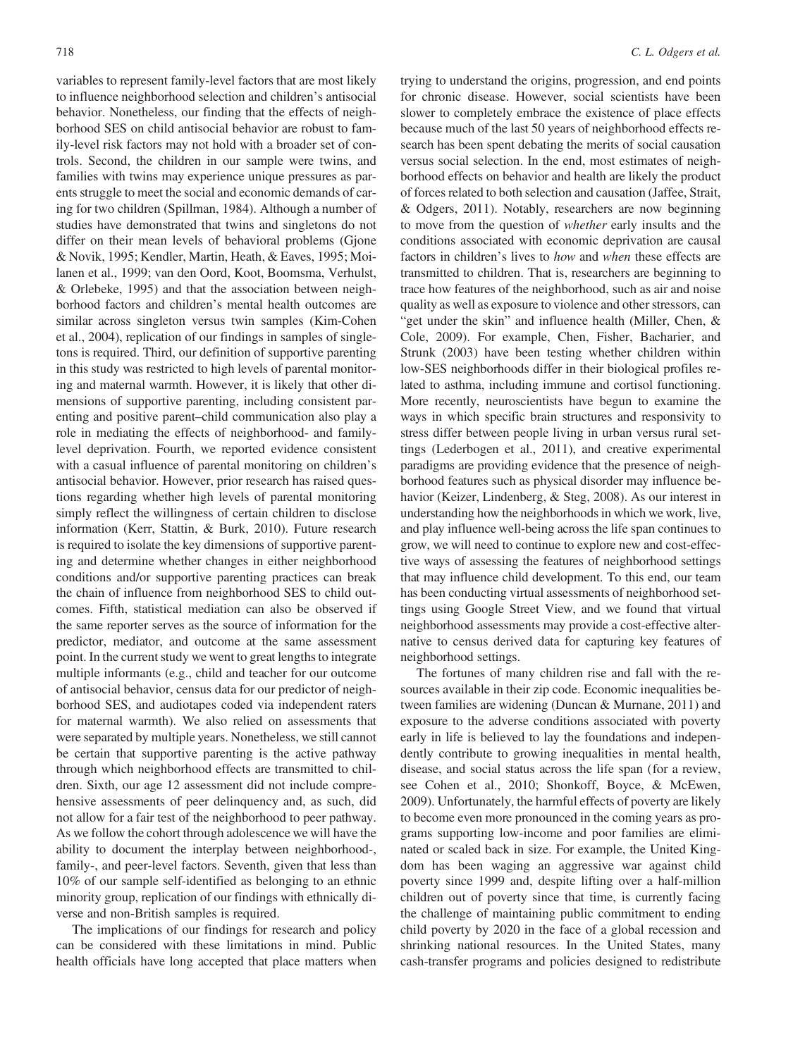variables to represent family-level factors that are most likely to influence neighborhood selection and children's antisocial behavior. Nonetheless, our finding that the effects of neighborhood SES on child antisocial behavior are robust to family-level risk factors may not hold with a broader set of controls. Second, the children in our sample were twins, and families with twins may experience unique pressures as parents struggle to meet the social and economic demands of caring for two children (Spillman, 1984). Although a number of studies have demonstrated that twins and singletons do not differ on their mean levels of behavioral problems (Gjone & Novik, 1995; Kendler, Martin, Heath, & Eaves, 1995; Moilanen et al., 1999; van den Oord, Koot, Boomsma, Verhulst, & Orlebeke, 1995) and that the association between neighborhood factors and children's mental health outcomes are similar across singleton versus twin samples (Kim-Cohen et al., 2004), replication of our findings in samples of singletons is required. Third, our definition of supportive parenting in this study was restricted to high levels of parental monitoring and maternal warmth. However, it is likely that other dimensions of supportive parenting, including consistent parenting and positive parent–child communication also play a role in mediating the effects of neighborhood- and family-level deprivation. Fourth, we reported evidence consistent with a casual influence of parental monitoring on children's antisocial behavior. However, prior research has raised questions regarding whether high levels of parental monitoring simply reflect the willingness of certain children to disclose information (Kerr, Stattin, & Burk, 2010). Future research is required to isolate the key dimensions of supportive parenting and determine whether changes in either neighborhood conditions and/or supportive parenting practices can break the chain of influence from neighborhood SES to child outcomes. Fifth, statistical mediation can also be observed if the same reporter serves as the source of information for the predictor, mediator, and outcome at the same assessment point. In the current study we went to great lengths to integrate multiple informants (e.g., child and teacher for our outcome of antisocial behavior, census data for our predictor of neighborhood SES, and audiotapes coded via independent raters for maternal warmth). We also relied on assessments that were separated by multiple years. Nonetheless, we still cannot be certain that supportive parenting is the active pathway through which neighborhood effects are transmitted to children. Sixth, our age 12 assessment did not include comprehensive assessments of peer delinquency and, as such, did not allow for a fair test of the neighborhood to peer pathway. As we follow the cohort through adolescence we will have the ability to document the interplay between neighborhood-, family-, and peer-level factors. Seventh, given that less than 10% of our sample self-identified as belonging to an ethnic minority group, replication of our findings with ethnically diverse and non-British samples is required.

The implications of our findings for research and policy can be considered with these limitations in mind. Public health officials have long accepted that place matters when trying to understand the origins, progression, and end points for chronic disease. However, social scientists have been slower to completely embrace the existence of place effects because much of the last 50 years of neighborhood effects research has been spent debating the merits of social causation versus social selection. In the end, most estimates of neighborhood effects on behavior and health are likely the product of forces related to both selection and causation (Jaffee, Strait, & Odgers, 2011). Notably, researchers are now beginning to move from the question of *whether* early insults and the conditions associated with economic deprivation are causal factors in children's lives to *how* and *when* these effects are transmitted to children. That is, researchers are beginning to trace how features of the neighborhood, such as air and noise quality as well as exposure to violence and other stressors, can "get under the skin" and influence health (Miller, Chen, & Cole, 2009). For example, Chen, Fisher, Bacharier, and Strunk (2003) have been testing whether children within low-SES neighborhoods differ in their biological profiles related to asthma, including immune and cortisol functioning. More recently, neuroscientists have begun to examine the ways in which specific brain structures and responsivity to stress differ between people living in urban versus rural settings (Lederbogen et al., 2011), and creative experimental paradigms are providing evidence that the presence of neighborhood features such as physical disorder may influence behavior (Keizer, Lindenberg, & Steg, 2008). As our interest in understanding how the neighborhoods in which we work, live, and play influence well-being across the life span continues to grow, we will need to continue to explore new and cost-effective ways of assessing the features of neighborhood settings that may influence child development. To this end, our team has been conducting virtual assessments of neighborhood settings using Google Street View, and we found that virtual neighborhood assessments may provide a cost-effective alternative to census derived data for capturing key features of neighborhood settings.

The fortunes of many children rise and fall with the resources available in their zip code. Economic inequalities between families are widening (Duncan & Murnane, 2011) and exposure to the adverse conditions associated with poverty early in life is believed to lay the foundations and independently contribute to growing inequalities in mental health, disease, and social status across the life span (for a review, see Cohen et al., 2010; Shonkoff, Boyce, & McEwen, 2009). Unfortunately, the harmful effects of poverty are likely to become even more pronounced in the coming years as programs supporting low-income and poor families are eliminated or scaled back in size. For example, the United Kingdom has been waging an aggressive war against child poverty since 1999 and, despite lifting over a half-million children out of poverty since that time, is currently facing the challenge of maintaining public commitment to ending child poverty by 2020 in the face of a global recession and shrinking national resources. In the United States, many cash-transfer programs and policies designed to redistribute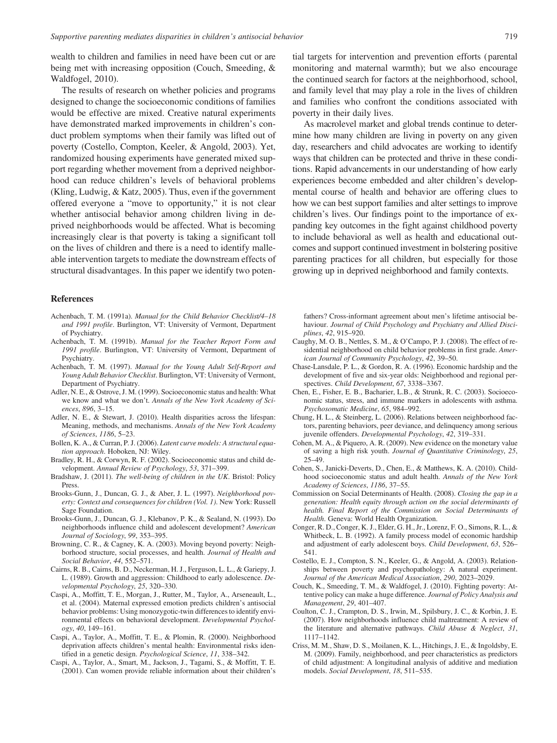wealth to children and families in need have been cut or are being met with increasing opposition (Couch, Smeeding, & Waldfogel, 2010).

The results of research on whether policies and programs designed to change the socioeconomic conditions of families would be effective are mixed. Creative natural experiments have demonstrated marked improvements in children's conduct problem symptoms when their family was lifted out of poverty (Costello, Compton, Keeler, & Angold, 2003). Yet, randomized housing experiments have generated mixed support regarding whether movement from a deprived neighborhood can reduce children's levels of behavioral problems (Kling, Ludwig, & Katz, 2005). Thus, even if the government offered everyone a "move to opportunity," it is not clear whether antisocial behavior among children living in deprived neighborhoods would be affected. What is becoming increasingly clear is that poverty is taking a significant toll on the lives of children and there is a need to identify malleable intervention targets to mediate the downstream effects of structural disadvantages. In this paper we identify two potential targets for intervention and prevention efforts (parental monitoring and maternal warmth); but we also encourage the continued search for factors at the neighborhood, school, and family level that may play a role in the lives of children and families who confront the conditions associated with poverty in their daily lives.

As macrolevel market and global trends continue to determine how many children are living in poverty on any given day, researchers and child advocates are working to identify ways that children can be protected and thrive in these conditions. Rapid advancements in our understanding of how early experiences become embedded and alter children's developmental course of health and behavior are offering clues to how we can best support families and alter settings to improve children's lives. Our findings point to the importance of expanding key outcomes in the fight against childhood poverty to include behavioral as well as health and educational outcomes and support continued investment in bolstering positive parenting practices for all children, but especially for those growing up in deprived neighborhood and family contexts.

## References

Achenbach, T. M. (1991a). *Manual for the Child Behavior Checklist/4–18 and 1991 profile*. Burlington, VT: University of Vermont, Department of Psychiatry.

Achenbach, T. M. (1991b). *Manual for the Teacher Report Form and 1991 profile*. Burlington, VT: University of Vermont, Department of Psychiatry.

Achenbach, T. M. (1997). *Manual for the Young Adult Self-Report and Young Adult Behavior Checklist*. Burlington, VT: University of Vermont, Department of Psychiatry.

Adler, N. E., & Ostrove, J. M. (1999). Socioeconomic status and health: What we know and what we don't. *Annals of the New York Academy of Sciences*, *896*, 3–15.

Adler, N. E., & Stewart, J. (2010). Health disparities across the lifespan: Meaning, methods, and mechanisms. *Annals of the New York Academy of Sciences*, *1186*, 5–23.

Bollen, K. A., & Curran, P. J. (2006). *Latent curve models: A structural equation approach*. Hoboken, NJ: Wiley.

Bradley, R. H., & Corwyn, R. F. (2002). Socioeconomic status and child development. *Annual Review of Psychology*, *53*, 371–399.

Bradshaw, J. (2011). *The well-being of children in the UK*. Bristol: Policy Press.

Brooks-Gunn, J., Duncan, G. J., & Aber, J. L. (1997). *Neighborhood poverty: Context and consequences for children (Vol. 1)*. New York: Russell Sage Foundation.

Brooks-Gunn, J., Duncan, G. J., Klebanov, P. K., & Sealand, N. (1993). Do neighborhoods influence child and adolescent development? *American Journal of Sociology*, *99*, 353–395.

Browning, C. R., & Cagney, K. A. (2003). Moving beyond poverty: Neighborhood structure, social processes, and health. *Journal of Health and Social Behavior*, *44*, 552–571.

Cairns, R. B., Cairns, B. D., Neckerman, H. J., Ferguson, L. L., & Gariepy, J. L. (1989). Growth and aggression: Childhood to early adolescence. *Developmental Psychology*, *25*, 320–330.

Caspi, A., Moffitt, T. E., Morgan, J., Rutter, M., Taylor, A., Arseneault, L., et al. (2004). Maternal expressed emotion predicts children's antisocial behavior problems: Using monozygotic-twin differences to identify environmental effects on behavioral development. *Developmental Psychology*, *40*, 149–161.

Caspi, A., Taylor, A., Moffitt, T. E., & Plomin, R. (2000). Neighborhood deprivation affects children's mental health: Environmental risks identified in a genetic design. *Psychological Science*, *11*, 338–342.

Caspi, A., Taylor, A., Smart, M., Jackson, J., Tagami, S., & Moffitt, T. E. (2001). Can women provide reliable information about their children's fathers? Cross-informant agreement about men's lifetime antisocial behaviour. *Journal of Child Psychology and Psychiatry and Allied Disciplines*, *42*, 915–920.

Caughy, M. O. B., Nettles, S. M., & O'Campo, P. J. (2008). The effect of residential neighborhood on child behavior problems in first grade. *American Journal of Community Psychology*, *42*, 39–50.

Chase-Lansdale, P. L., & Gordon, R. A. (1996). Economic hardship and the development of five and six-year olds: Neighborhood and regional perspectives. *Child Development*, *67*, 3338–3367.

Chen, E., Fisher, E. B., Bacharier, L.B., & Strunk, R. C. (2003). Socioeconomic status, stress, and immune markers in adolescents with asthma. *Psychosomatic Medicine*, *65*, 984–992.

Chung, H. L., & Steinberg, L. (2006). Relations between neighborhood factors, parenting behaviors, peer deviance, and delinquency among serious juvenile offenders. *Developmental Psychology*, *42*, 319–331.

Cohen, M. A., & Piquero, A. R. (2009). New evidence on the monetary value of saving a high risk youth. *Journal of Quantitative Criminology*, *25*, 25–49.

Cohen, S., Janicki-Deverts, D., Chen, E., & Matthews, K. A. (2010). Childhood socioeconomic status and adult health. *Annals of the New York Academy of Sciences*, *1186*, 37–55.

Commission on Social Determinants of Health. (2008). *Closing the gap in a generation: Health equity through action on the social determinants of health. Final Report of the Commission on Social Determinants of Health*. Geneva: World Health Organization.

Conger, R. D., Conger, K. J., Elder, G. H., Jr., Lorenz, F. O., Simons, R. L., & Whitbeck, L. B. (1992). A family process model of economic hardship and adjustment of early adolescent boys. *Child Development*, *63*, 526–541.

Costello, E. J., Compton, S. N., Keeler, G., & Angold, A. (2003). Relationships between poverty and psychopathology: A natural experiment. *Journal of the American Medical Association*, *290*, 2023–2029.

Couch, K., Smeeding, T. M., & Waldfogel, J. (2010). Fighting poverty: Attentive policy can make a huge difference. *Journal of Policy Analysis and Management*, *29*, 401–407.

Coulton, C. J., Crampton, D. S., Irwin, M., Spilsbury, J. C., & Korbin, J. E. (2007). How neighborhoods influence child maltreatment: A review of the literature and alternative pathways. *Child Abuse & Neglect*, *31*, 1117–1142.

Criss, M. M., Shaw, D. S., Moilanen, K. L., Hitchings, J. E., & Ingoldsby, E. M. (2009). Family, neighborhood, and peer characteristics as predictors of child adjustment: A longitudinal analysis of additive and mediation models. *Social Development*, *18*, 511–535.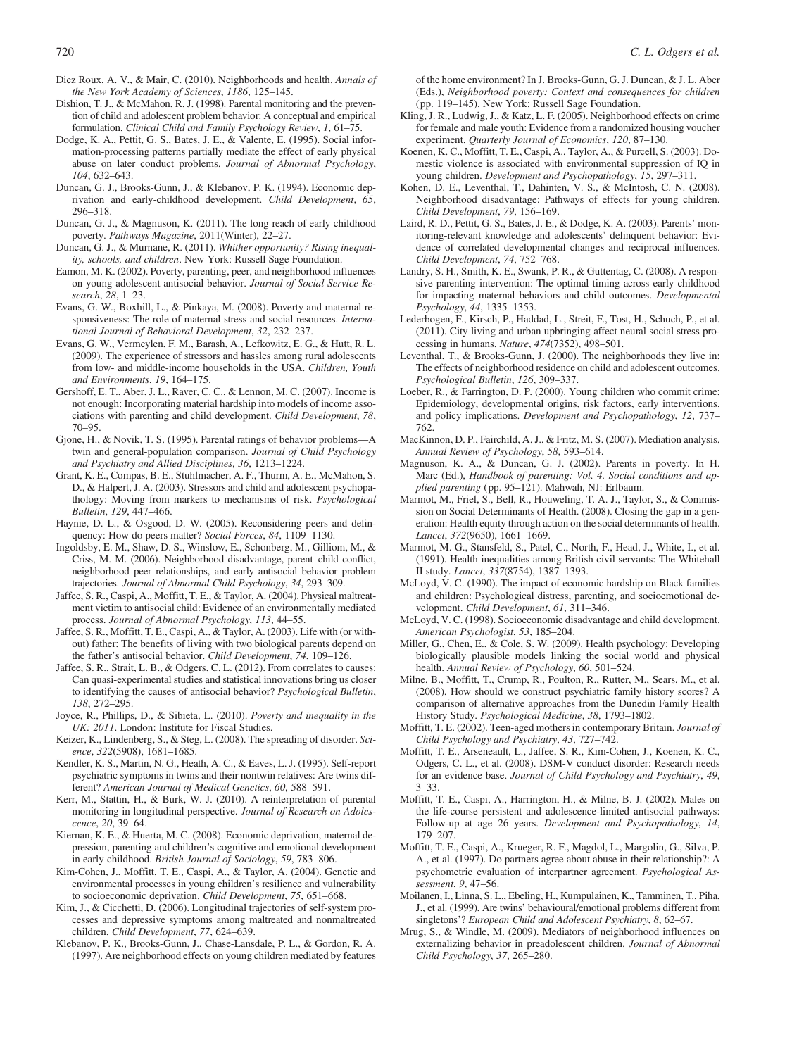Diez Roux, A. V., & Mair, C. (2010). Neighborhoods and health. *Annals of the New York Academy of Sciences*, *1186*, 125–145.

Dishion, T. J., & McMahon, R. J. (1998). Parental monitoring and the prevention of child and adolescent problem behavior: A conceptual and empirical formulation. *Clinical Child and Family Psychology Review*, *1*, 61–75.

Dodge, K. A., Pettit, G. S., Bates, J. E., & Valente, E. (1995). Social information-processing patterns partially mediate the effect of early physical abuse on later conduct problems. *Journal of Abnormal Psychology*, *104*, 632–643.

Duncan, G. J., Brooks-Gunn, J., & Klebanov, P. K. (1994). Economic deprivation and early-childhood development. *Child Development*, *65*, 296–318.

Duncan, G. J., & Magnuson, K. (2011). The long reach of early childhood poverty. *Pathways Magazine*, 2011(Winter), 22–27.

Duncan, G. J., & Murnane, R. (2011). *Whither opportunity? Rising inequality, schools, and children*. New York: Russell Sage Foundation.

Eamon, M. K. (2002). Poverty, parenting, peer, and neighborhood influences on young adolescent antisocial behavior. *Journal of Social Service Research*, *28*, 1–23.

Evans, G. W., Boxhill, L., & Pinkaya, M. (2008). Poverty and maternal responsiveness: The role of maternal stress and social resources. *International Journal of Behavioral Development*, *32*, 232–237.

Evans, G. W., Vermeylen, F. M., Barash, A., Lefkowitz, E. G., & Hutt, R. L. (2009). The experience of stressors and hassles among rural adolescents from low- and middle-income households in the USA. *Children, Youth and Environments*, *19*, 164–175.

Gershoff, E. T., Aber, J. L., Raver, C. C., & Lennon, M. C. (2007). Income is not enough: Incorporating material hardship into models of income associations with parenting and child development. *Child Development*, *78*, 70–95.

Gjone, H., & Novik, T. S. (1995). Parental ratings of behavior problems—A twin and general-population comparison. *Journal of Child Psychology and Psychiatry and Allied Disciplines*, *36*, 1213–1224.

Grant, K. E., Compas, B. E., Stuhlmacher, A. F., Thurm, A. E., McMahon, S. D., & Halpert, J. A. (2003). Stressors and child and adolescent psychopathology: Moving from markers to mechanisms of risk. *Psychological Bulletin*, *129*, 447–466.

Haynie, D. L., & Osgood, D. W. (2005). Reconsidering peers and delinquency: How do peers matter? *Social Forces*, *84*, 1109–1130.

Ingoldsby, E. M., Shaw, D. S., Winslow, E., Schonberg, M., Gilliom, M., & Criss, M. M. (2006). Neighborhood disadvantage, parent–child conflict, neighborhood peer relationships, and early antisocial behavior problem trajectories. *Journal of Abnormal Child Psychology*, *34*, 293–309.

Jaffee, S. R., Caspi, A., Moffitt, T. E., & Taylor, A. (2004). Physical maltreatment victim to antisocial child: Evidence of an environmentally mediated process. *Journal of Abnormal Psychology*, *113*, 44–55.

Jaffee, S. R., Moffitt, T. E., Caspi, A., & Taylor, A. (2003). Life with (or without) father: The benefits of living with two biological parents depend on the father's antisocial behavior. *Child Development*, *74*, 109–126.

Jaffee, S. R., Strait, L. B., & Odgers, C. L. (2012). From correlates to causes: Can quasi-experimental studies and statistical innovations bring us closer to identifying the causes of antisocial behavior? *Psychological Bulletin*, *138*, 272–295.

Joyce, R., Phillips, D., & Sibieta, L. (2010). *Poverty and inequality in the UK: 2011*. London: Institute for Fiscal Studies.

Keizer, K., Lindenberg, S., & Steg, L. (2008). The spreading of disorder. *Science*, *322*(5908), 1681–1685.

Kendler, K. S., Martin, N. G., Heath, A. C., & Eaves, L. J. (1995). Self-report psychiatric symptoms in twins and their nontwin relatives: Are twins different? *American Journal of Medical Genetics*, *60*, 588–591.

Kerr, M., Stattin, H., & Burk, W. J. (2010). A reinterpretation of parental monitoring in longitudinal perspective. *Journal of Research on Adolescence*, *20*, 39–64.

Kiernan, K. E., & Huerta, M. C. (2008). Economic deprivation, maternal depression, parenting and children's cognitive and emotional development in early childhood. *British Journal of Sociology*, *59*, 783–806.

Kim-Cohen, J., Moffitt, T. E., Caspi, A., & Taylor, A. (2004). Genetic and environmental processes in young children's resilience and vulnerability to socioeconomic deprivation. *Child Development*, *75*, 651–668.

Kim, J., & Cicchetti, D. (2006). Longitudinal trajectories of self-system processes and depressive symptoms among maltreated and nonmaltreated children. *Child Development*, *77*, 624–639.

Klebanov, P. K., Brooks-Gunn, J., Chase-Lansdale, P. L., & Gordon, R. A. (1997). Are neighborhood effects on young children mediated by features of the home environment? In J. Brooks-Gunn, G. J. Duncan, & J. L. Aber (Eds.), *Neighborhood poverty: Context and consequences for children* (pp. 119–145). New York: Russell Sage Foundation.

Kling, J. R., Ludwig, J., & Katz, L. F. (2005). Neighborhood effects on crime for female and male youth: Evidence from a randomized housing voucher experiment. *Quarterly Journal of Economics*, *120*, 87–130.

Koenen, K. C., Moffitt, T. E., Caspi, A., Taylor, A., & Purcell, S. (2003). Domestic violence is associated with environmental suppression of IQ in young children. *Development and Psychopathology*, *15*, 297–311.

Kohen, D. E., Leventhal, T., Dahinten, V. S., & McIntosh, C. N. (2008). Neighborhood disadvantage: Pathways of effects for young children. *Child Development*, *79*, 156–169.

Laird, R. D., Pettit, G. S., Bates, J. E., & Dodge, K. A. (2003). Parents' monitoring-relevant knowledge and adolescents' delinquent behavior: Evidence of correlated developmental changes and reciprocal influences. *Child Development*, *74*, 752–768.

Landry, S. H., Smith, K. E., Swank, P. R., & Guttentag, C. (2008). A responsive parenting intervention: The optimal timing across early childhood for impacting maternal behaviors and child outcomes. *Developmental Psychology*, *44*, 1335–1353.

Lederbogen, F., Kirsch, P., Haddad, L., Streit, F., Tost, H., Schuch, P., et al. (2011). City living and urban upbringing affect neural social stress processing in humans. *Nature*, *474*(7352), 498–501.

Leventhal, T., & Brooks-Gunn, J. (2000). The neighborhoods they live in: The effects of neighborhood residence on child and adolescent outcomes. *Psychological Bulletin*, *126*, 309–337.

Loeber, R., & Farrington, D. P. (2000). Young children who commit crime: Epidemiology, developmental origins, risk factors, early interventions, and policy implications. *Development and Psychopathology*, *12*, 737–762.

MacKinnon, D. P., Fairchild, A. J., & Fritz, M. S. (2007). Mediation analysis. *Annual Review of Psychology*, *58*, 593–614.

Magnuson, K. A., & Duncan, G. J. (2002). Parents in poverty. In H. Marc (Ed.), *Handbook of parenting: Vol. 4. Social conditions and applied parenting* (pp. 95–121). Mahwah, NJ: Erlbaum.

Marmot, M., Friel, S., Bell, R., Houweling, T. A. J., Taylor, S., & Commission on Social Determinants of Health. (2008). Closing the gap in a generation: Health equity through action on the social determinants of health. *Lancet*, *372*(9650), 1661–1669.

Marmot, M. G., Stansfeld, S., Patel, C., North, F., Head, J., White, I., et al. (1991). Health inequalities among British civil servants: The Whitehall II study. *Lancet*, *337*(8754), 1387–1393.

McLoyd, V. C. (1990). The impact of economic hardship on Black families and children: Psychological distress, parenting, and socioemotional development. *Child Development*, *61*, 311–346.

McLoyd, V. C. (1998). Socioeconomic disadvantage and child development. *American Psychologist*, *53*, 185–204.

Miller, G., Chen, E., & Cole, S. W. (2009). Health psychology: Developing biologically plausible models linking the social world and physical health. *Annual Review of Psychology*, *60*, 501–524.

Milne, B., Moffitt, T., Crump, R., Poulton, R., Rutter, M., Sears, M., et al. (2008). How should we construct psychiatric family history scores? A comparison of alternative approaches from the Dunedin Family Health History Study. *Psychological Medicine*, *38*, 1793–1802.

Moffitt, T. E. (2002). Teen-aged mothers in contemporary Britain. *Journal of Child Psychology and Psychiatry*, *43*, 727–742.

Moffitt, T. E., Arseneault, L., Jaffee, S. R., Kim-Cohen, J., Koenen, K. C., Odgers, C. L., et al. (2008). DSM-V conduct disorder: Research needs for an evidence base. *Journal of Child Psychology and Psychiatry*, *49*, 3–33.

Moffitt, T. E., Caspi, A., Harrington, H., & Milne, B. J. (2002). Males on the life-course persistent and adolescence-limited antisocial pathways: Follow-up at age 26 years. *Development and Psychopathology*, *14*, 179–207.

Moffitt, T. E., Caspi, A., Krueger, R. F., Magdol, L., Margolin, G., Silva, P. A., et al. (1997). Do partners agree about abuse in their relationship?: A psychometric evaluation of interpartner agreement. *Psychological Assessment*, *9*, 47–56.

Moilanen, I., Linna, S. L., Ebeling, H., Kumpulainen, K., Tamminen, T., Piha, J., et al. (1999). Are twins' behavioural/emotional problems different from singletons'? *European Child and Adolescent Psychiatry*, *8*, 62–67.

Mrug, S., & Windle, M. (2009). Mediators of neighborhood influences on externalizing behavior in preadolescent children. *Journal of Abnormal Child Psychology*, *37*, 265–280.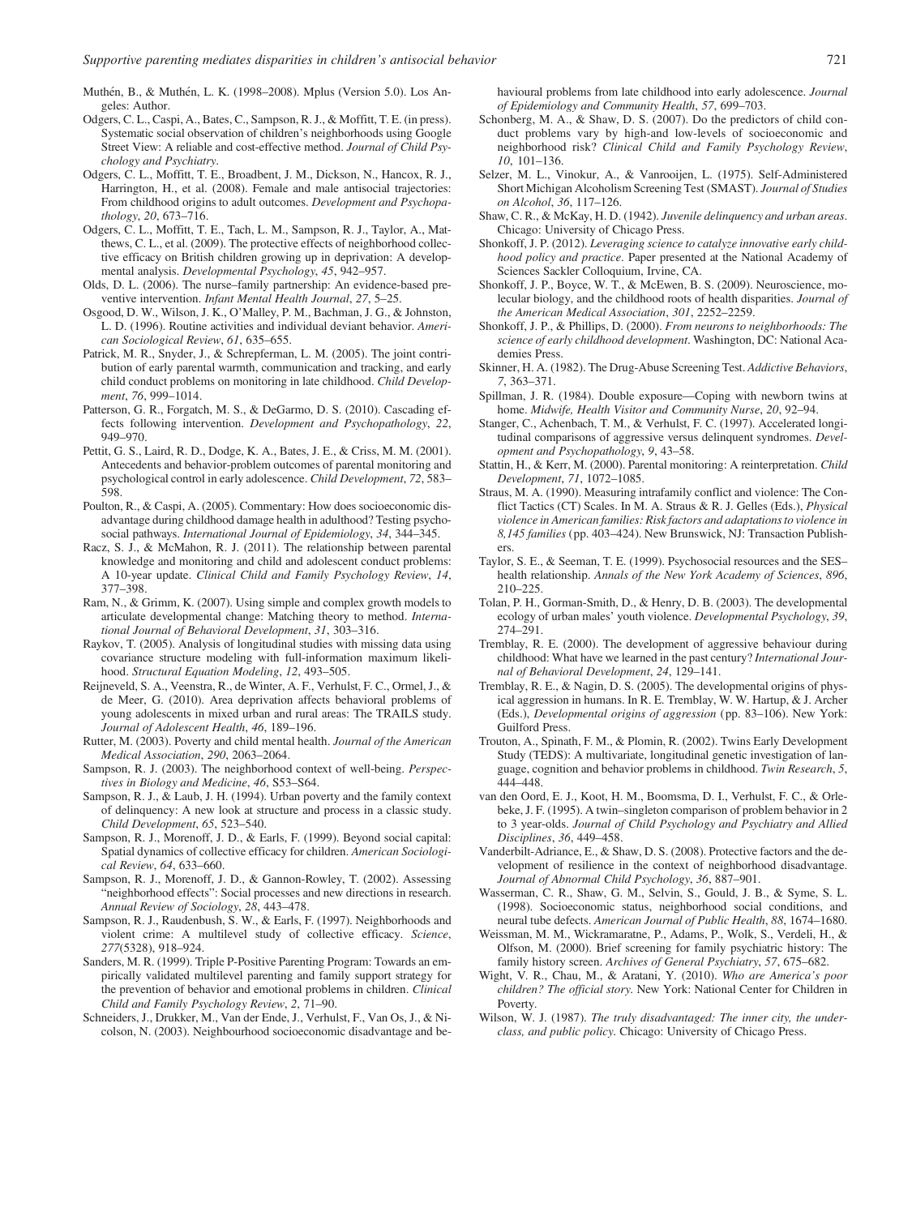Muthén, B., & Muthén, L. K. (1998–2008). Mplus (Version 5.0). Los Angeles: Author.

Odgers, C. L., Caspi, A., Bates, C., Sampson, R. J., & Moffitt, T. E. (in press). Systematic social observation of children's neighborhoods using Google Street View: A reliable and cost-effective method. *Journal of Child Psychology and Psychiatry*.

Odgers, C. L., Moffitt, T. E., Broadbent, J. M., Dickson, N., Hancox, R. J., Harrington, H., et al. (2008). Female and male antisocial trajectories: From childhood origins to adult outcomes. *Development and Psychopathology*, *20*, 673–716.

Odgers, C. L., Moffitt, T. E., Tach, L. M., Sampson, R. J., Taylor, A., Matthews, C. L., et al. (2009). The protective effects of neighborhood collective efficacy on British children growing up in deprivation: A developmental analysis. *Developmental Psychology*, *45*, 942–957.

Olds, D. L. (2006). The nurse–family partnership: An evidence-based preventive intervention. *Infant Mental Health Journal*, *27*, 5–25.

Osgood, D. W., Wilson, J. K., O'Malley, P. M., Bachman, J. G., & Johnston, L. D. (1996). Routine activities and individual deviant behavior. *American Sociological Review*, *61*, 635–655.

Patrick, M. R., Snyder, J., & Schrepferman, L. M. (2005). The joint contribution of early parental warmth, communication and tracking, and early child conduct problems on monitoring in late childhood. *Child Development*, *76*, 999–1014.

Patterson, G. R., Forgatch, M. S., & DeGarmo, D. S. (2010). Cascading effects following intervention. *Development and Psychopathology*, *22*, 949–970.

Pettit, G. S., Laird, R. D., Dodge, K. A., Bates, J. E., & Criss, M. M. (2001). Antecedents and behavior-problem outcomes of parental monitoring and psychological control in early adolescence. *Child Development*, *72*, 583–598.

Poulton, R., & Caspi, A. (2005). Commentary: How does socioeconomic disadvantage during childhood damage health in adulthood? Testing psychosocial pathways. *International Journal of Epidemiology*, *34*, 344–345.

Racz, S. J., & McMahon, R. J. (2011). The relationship between parental knowledge and monitoring and child and adolescent conduct problems: A 10-year update. *Clinical Child and Family Psychology Review*, *14*, 377–398.

Ram, N., & Grimm, K. (2007). Using simple and complex growth models to articulate developmental change: Matching theory to method. *International Journal of Behavioral Development*, *31*, 303–316.

Raykov, T. (2005). Analysis of longitudinal studies with missing data using covariance structure modeling with full-information maximum likelihood. *Structural Equation Modeling*, *12*, 493–505.

Reijneveld, S. A., Veenstra, R., de Winter, A. F., Verhulst, F. C., Ormel, J., & de Meer, G. (2010). Area deprivation affects behavioral problems of young adolescents in mixed urban and rural areas: The TRAILS study. *Journal of Adolescent Health*, *46*, 189–196.

Rutter, M. (2003). Poverty and child mental health. *Journal of the American Medical Association*, *290*, 2063–2064.

Sampson, R. J. (2003). The neighborhood context of well-being. *Perspectives in Biology and Medicine*, *46*, S53–S64.

Sampson, R. J., & Laub, J. H. (1994). Urban poverty and the family context of delinquency: A new look at structure and process in a classic study. *Child Development*, *65*, 523–540.

Sampson, R. J., Morenoff, J. D., & Earls, F. (1999). Beyond social capital: Spatial dynamics of collective efficacy for children. *American Sociological Review*, *64*, 633–660.

Sampson, R. J., Morenoff, J. D., & Gannon-Rowley, T. (2002). Assessing "neighborhood effects": Social processes and new directions in research. *Annual Review of Sociology*, *28*, 443–478.

Sampson, R. J., Raudenbush, S. W., & Earls, F. (1997). Neighborhoods and violent crime: A multilevel study of collective efficacy. *Science*, *277*(5328), 918–924.

Sanders, M. R. (1999). Triple P-Positive Parenting Program: Towards an empirically validated multilevel parenting and family support strategy for the prevention of behavior and emotional problems in children. *Clinical Child and Family Psychology Review*, *2*, 71–90.

Schneiders, J., Drukker, M., Van der Ende, J., Verhulst, F., Van Os, J., & Nicolson, N. (2003). Neighbourhood socioeconomic disadvantage and behavioural problems from late childhood into early adolescence. *Journal of Epidemiology and Community Health*, *57*, 699–703.

Schonberg, M. A., & Shaw, D. S. (2007). Do the predictors of child conduct problems vary by high-and low-levels of socioeconomic and neighborhood risk? *Clinical Child and Family Psychology Review*, *10*, 101–136.

Selzer, M. L., Vinokur, A., & Vanrooijen, L. (1975). Self-Administered Short Michigan Alcoholism Screening Test (SMAST). *Journal of Studies on Alcohol*, *36*, 117–126.

Shaw, C. R., & McKay, H. D. (1942). *Juvenile delinquency and urban areas*. Chicago: University of Chicago Press.

Shonkoff, J. P. (2012). *Leveraging science to catalyze innovative early childhood policy and practice*. Paper presented at the National Academy of Sciences Sackler Colloquium, Irvine, CA.

Shonkoff, J. P., Boyce, W. T., & McEwen, B. S. (2009). Neuroscience, molecular biology, and the childhood roots of health disparities. *Journal of the American Medical Association*, *301*, 2252–2259.

Shonkoff, J. P., & Phillips, D. (2000). *From neurons to neighborhoods: The science of early childhood development*. Washington, DC: National Academies Press.

Skinner, H. A. (1982). The Drug-Abuse Screening Test. *Addictive Behaviors*, *7*, 363–371.

Spillman, J. R. (1984). Double exposure—Coping with newborn twins at home. *Midwife, Health Visitor and Community Nurse*, *20*, 92–94.

Stanger, C., Achenbach, T. M., & Verhulst, F. C. (1997). Accelerated longitudinal comparisons of aggressive versus delinquent syndromes. *Development and Psychopathology*, *9*, 43–58.

Stattin, H., & Kerr, M. (2000). Parental monitoring: A reinterpretation. *Child Development*, *71*, 1072–1085.

Straus, M. A. (1990). Measuring intrafamily conflict and violence: The Conflict Tactics (CT) Scales. In M. A. Straus & R. J. Gelles (Eds.), *Physical violence in American families: Risk factors and adaptations to violence in 8,145 families* (pp. 403–424). New Brunswick, NJ: Transaction Publishers.

Taylor, S. E., & Seeman, T. E. (1999). Psychosocial resources and the SES–health relationship. *Annals of the New York Academy of Sciences*, *896*, 210–225.

Tolan, P. H., Gorman-Smith, D., & Henry, D. B. (2003). The developmental ecology of urban males' youth violence. *Developmental Psychology*, *39*, 274–291.

Tremblay, R. E. (2000). The development of aggressive behaviour during childhood: What have we learned in the past century? *International Journal of Behavioral Development*, *24*, 129–141.

Tremblay, R. E., & Nagin, D. S. (2005). The developmental origins of physical aggression in humans. In R. E. Tremblay, W. W. Hartup, & J. Archer (Eds.), *Developmental origins of aggression* (pp. 83–106). New York: Guilford Press.

Trouton, A., Spinath, F. M., & Plomin, R. (2002). Twins Early Development Study (TEDS): A multivariate, longitudinal genetic investigation of language, cognition and behavior problems in childhood. *Twin Research*, *5*, 444–448.

van den Oord, E. J., Koot, H. M., Boomsma, D. I., Verhulst, F. C., & Orlebeke, J. F. (1995). A twin–singleton comparison of problem behavior in 2 to 3 year-olds. *Journal of Child Psychology and Psychiatry and Allied Disciplines*, *36*, 449–458.

Vanderbilt-Adriance, E., & Shaw, D. S. (2008). Protective factors and the development of resilience in the context of neighborhood disadvantage. *Journal of Abnormal Child Psychology*, *36*, 887–901.

Wasserman, C. R., Shaw, G. M., Selvin, S., Gould, J. B., & Syme, S. L. (1998). Socioeconomic status, neighborhood social conditions, and neural tube defects. *American Journal of Public Health*, *88*, 1674–1680.

Weissman, M. M., Wickramaratne, P., Adams, P., Wolk, S., Verdeli, H., & Olfson, M. (2000). Brief screening for family psychiatric history: The family history screen. *Archives of General Psychiatry*, *57*, 675–682.

Wight, V. R., Chau, M., & Aratani, Y. (2010). *Who are America's poor children? The official story*. New York: National Center for Children in Poverty.

Wilson, W. J. (1987). *The truly disadvantaged: The inner city, the underclass, and public policy*. Chicago: University of Chicago Press.